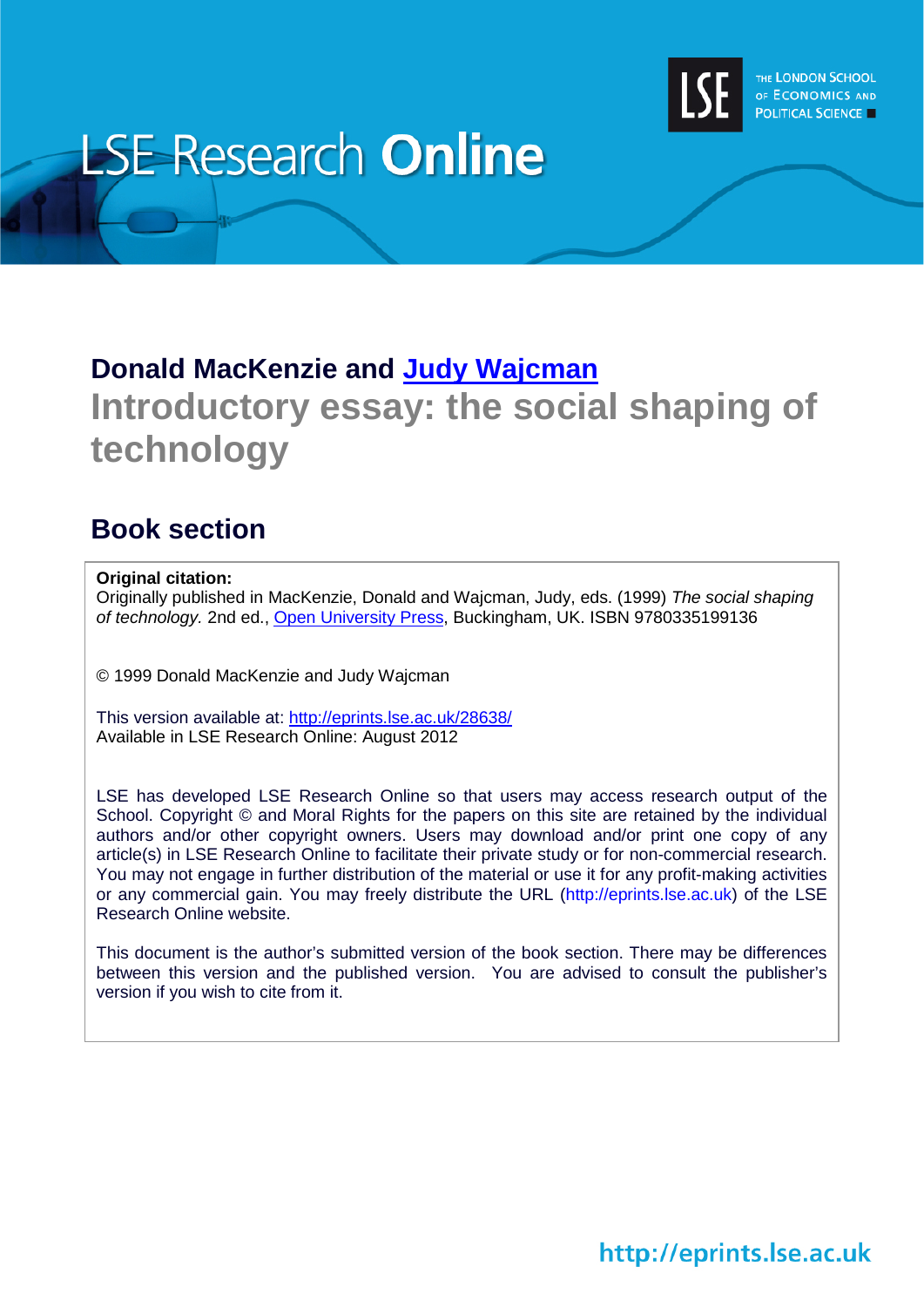LSE Research **Online**

THE LONDON SCHOOL OF ECONOMICS AND POLITICAL SCIENCE

**Donald MacKenzie and [Judy Wajcman](http://eprints.lse.ac.uk)**

# Introductory essay: the social shaping of technology

## Book section

**Original citation:**
Originally published in MacKenzie, Donald and Wajcman, Judy, eds. (1999) *The social shaping of technology.* 2nd ed., Open University Press, Buckingham, UK. ISBN 9780335199136

© 1999 Donald MacKenzie and Judy Wajcman

This version available at: http://eprints.lse.ac.uk/28638/
Available in LSE Research Online: August 2012

LSE has developed LSE Research Online so that users may access research output of the School. Copyright © and Moral Rights for the papers on this site are retained by the individual authors and/or other copyright owners. Users may download and/or print one copy of any article(s) in LSE Research Online to facilitate their private study or for non-commercial research. You may not engage in further distribution of the material or use it for any profit-making activities or any commercial gain. You may freely distribute the URL (http://eprints.lse.ac.uk) of the LSE Research Online website.

This document is the author's submitted version of the book section. There may be differences between this version and the published version. You are advised to consult the publisher's version if you wish to cite from it.

http://eprints.lse.ac.uk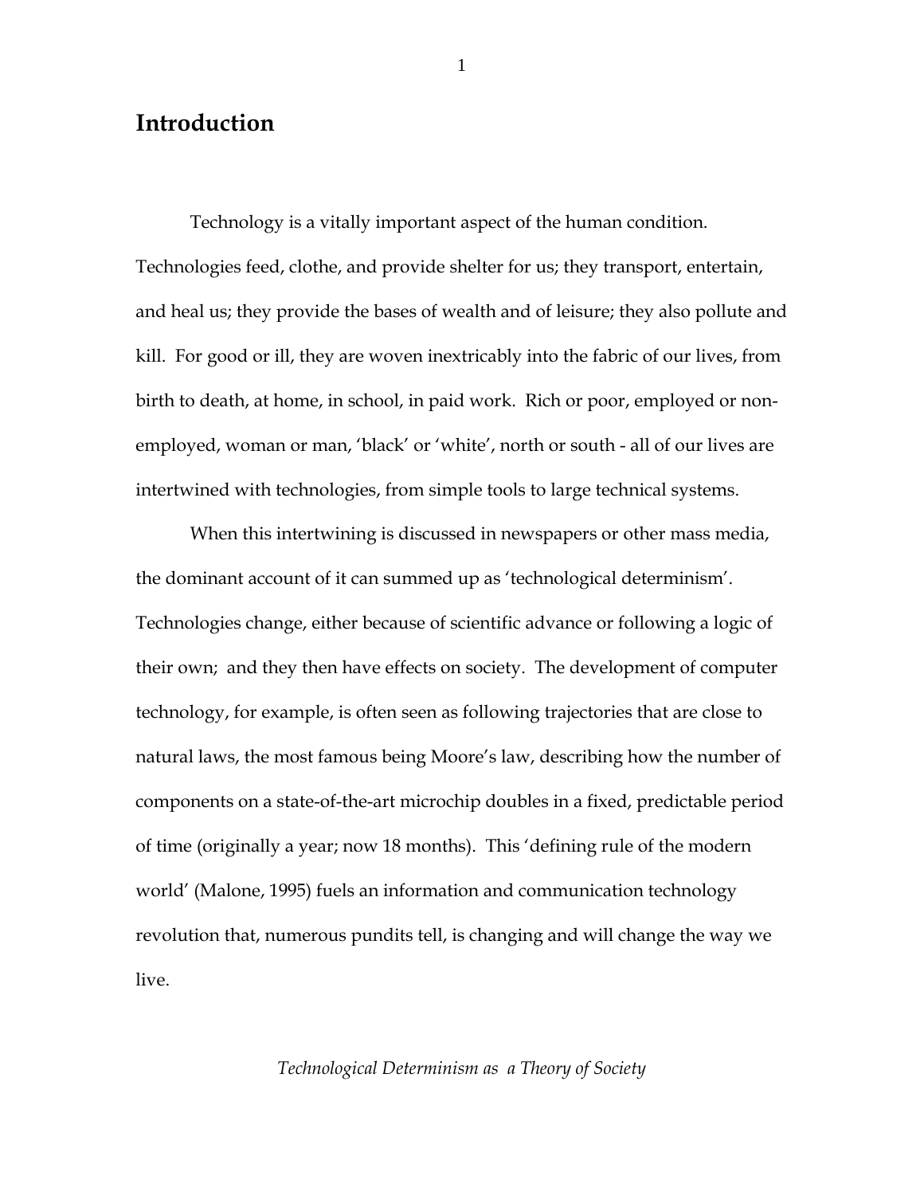# Introduction

Technology is a vitally important aspect of the human condition. Technologies feed, clothe, and provide shelter for us; they transport, entertain, and heal us; they provide the bases of wealth and of leisure; they also pollute and kill. For good or ill, they are woven inextricably into the fabric of our lives, from birth to death, at home, in school, in paid work. Rich or poor, employed or non-employed, woman or man, 'black' or 'white', north or south - all of our lives are intertwined with technologies, from simple tools to large technical systems.

When this intertwining is discussed in newspapers or other mass media, the dominant account of it can summed up as 'technological determinism'. Technologies change, either because of scientific advance or following a logic of their own; and they then have effects on society. The development of computer technology, for example, is often seen as following trajectories that are close to natural laws, the most famous being Moore's law, describing how the number of components on a state-of-the-art microchip doubles in a fixed, predictable period of time (originally a year; now 18 months). This 'defining rule of the modern world' (Malone, 1995) fuels an information and communication technology revolution that, numerous pundits tell, is changing and will change the way we live.

*Technological Determinism as a Theory of Society*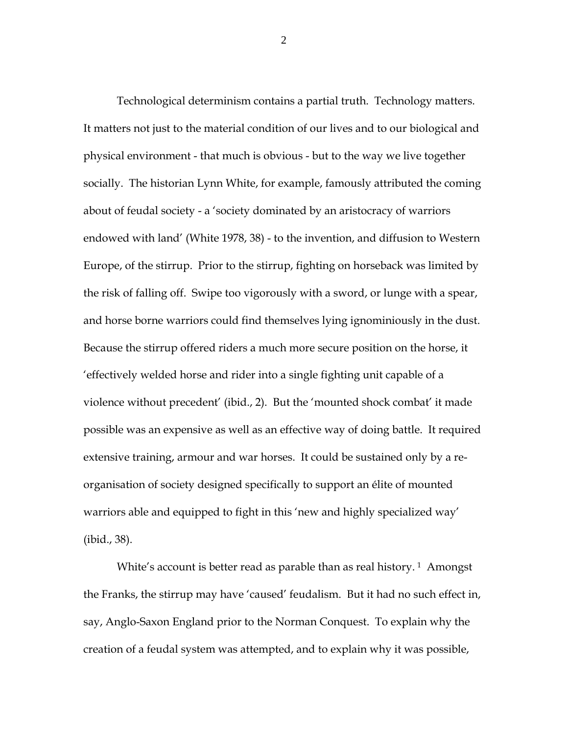Technological determinism contains a partial truth. Technology matters. It matters not just to the material condition of our lives and to our biological and physical environment - that much is obvious - but to the way we live together socially. The historian Lynn White, for example, famously attributed the coming about of feudal society - a 'society dominated by an aristocracy of warriors endowed with land' (White 1978, 38) - to the invention, and diffusion to Western Europe, of the stirrup. Prior to the stirrup, fighting on horseback was limited by the risk of falling off. Swipe too vigorously with a sword, or lunge with a spear, and horse borne warriors could find themselves lying ignominiously in the dust. Because the stirrup offered riders a much more secure position on the horse, it 'effectively welded horse and rider into a single fighting unit capable of a violence without precedent' (ibid., 2). But the 'mounted shock combat' it made possible was an expensive as well as an effective way of doing battle. It required extensive training, armour and war horses. It could be sustained only by a re-organisation of society designed specifically to support an élite of mounted warriors able and equipped to fight in this 'new and highly specialized way' (ibid., 38).

White's account is better read as parable than as real history. [1] Amongst the Franks, the stirrup may have 'caused' feudalism. But it had no such effect in, say, Anglo-Saxon England prior to the Norman Conquest. To explain why the creation of a feudal system was attempted, and to explain why it was possible,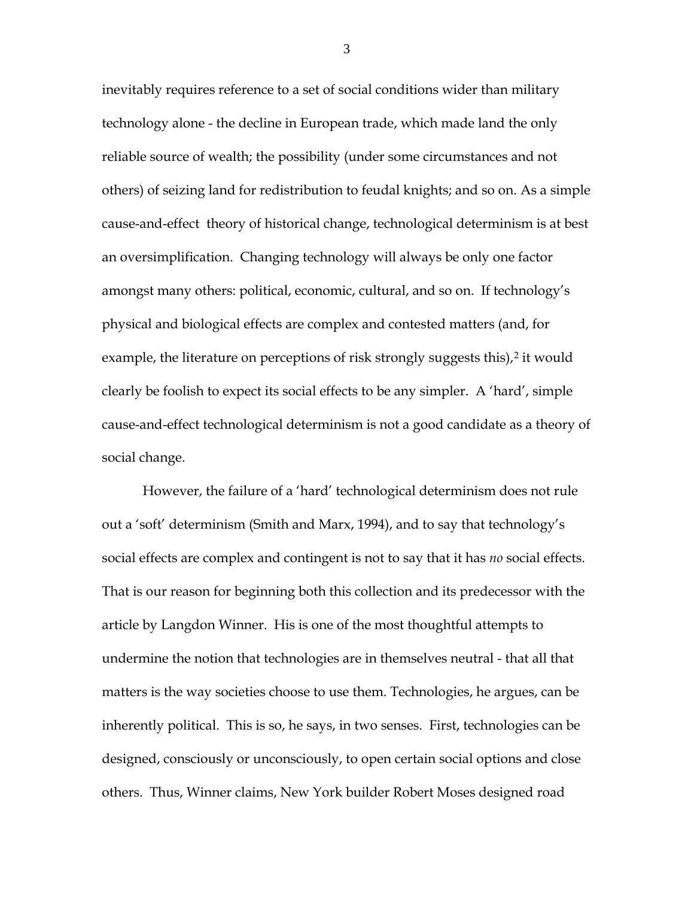inevitably requires reference to a set of social conditions wider than military technology alone - the decline in European trade, which made land the only reliable source of wealth; the possibility (under some circumstances and not others) of seizing land for redistribution to feudal knights; and so on. As a simple cause-and-effect theory of historical change, technological determinism is at best an oversimplification. Changing technology will always be only one factor amongst many others: political, economic, cultural, and so on. If technology's physical and biological effects are complex and contested matters (and, for example, the literature on perceptions of risk strongly suggests this),[2] it would clearly be foolish to expect its social effects to be any simpler. A 'hard', simple cause-and-effect technological determinism is not a good candidate as a theory of social change.

However, the failure of a 'hard' technological determinism does not rule out a 'soft' determinism (Smith and Marx, 1994), and to say that technology's social effects are complex and contingent is not to say that it has *no* social effects. That is our reason for beginning both this collection and its predecessor with the article by Langdon Winner. His is one of the most thoughtful attempts to undermine the notion that technologies are in themselves neutral - that all that matters is the way societies choose to use them. Technologies, he argues, can be inherently political. This is so, he says, in two senses. First, technologies can be designed, consciously or unconsciously, to open certain social options and close others. Thus, Winner claims, New York builder Robert Moses designed road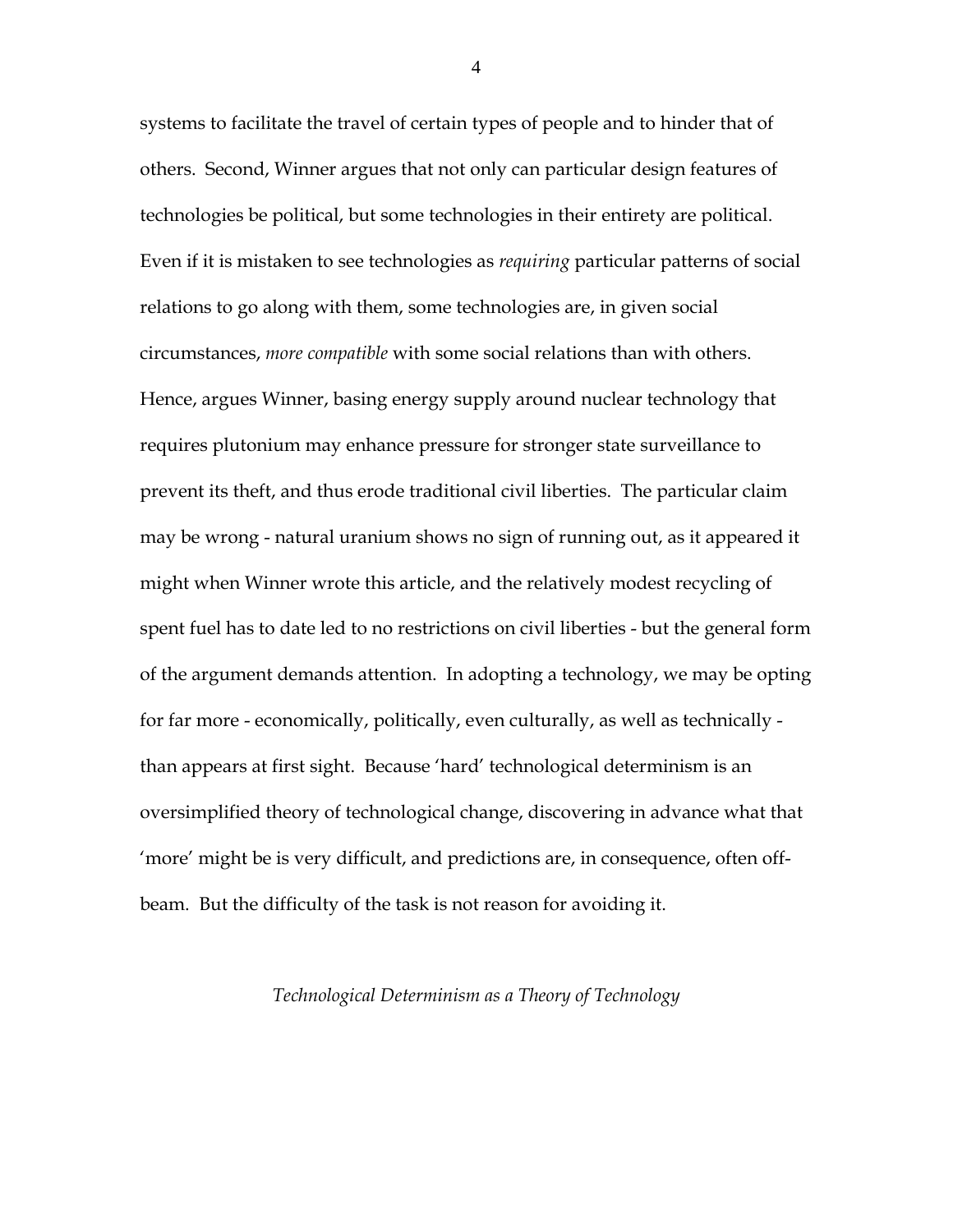systems to facilitate the travel of certain types of people and to hinder that of others. Second, Winner argues that not only can particular design features of technologies be political, but some technologies in their entirety are political. Even if it is mistaken to see technologies as *requiring* particular patterns of social relations to go along with them, some technologies are, in given social circumstances, *more compatible* with some social relations than with others. Hence, argues Winner, basing energy supply around nuclear technology that requires plutonium may enhance pressure for stronger state surveillance to prevent its theft, and thus erode traditional civil liberties. The particular claim may be wrong - natural uranium shows no sign of running out, as it appeared it might when Winner wrote this article, and the relatively modest recycling of spent fuel has to date led to no restrictions on civil liberties - but the general form of the argument demands attention. In adopting a technology, we may be opting for far more - economically, politically, even culturally, as well as technically - than appears at first sight. Because 'hard' technological determinism is an oversimplified theory of technological change, discovering in advance what that 'more' might be is very difficult, and predictions are, in consequence, often off-beam. But the difficulty of the task is not reason for avoiding it.

## *Technological Determinism as a Theory of Technology*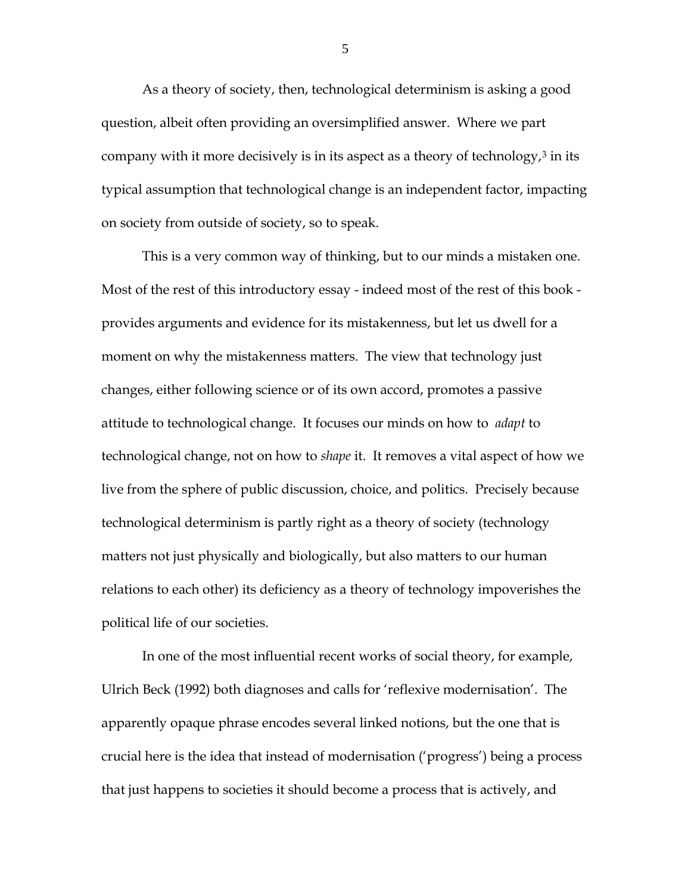As a theory of society, then, technological determinism is asking a good question, albeit often providing an oversimplified answer. Where we part company with it more decisively is in its aspect as a theory of technology,[3] in its typical assumption that technological change is an independent factor, impacting on society from outside of society, so to speak.

This is a very common way of thinking, but to our minds a mistaken one. Most of the rest of this introductory essay - indeed most of the rest of this book - provides arguments and evidence for its mistakenness, but let us dwell for a moment on why the mistakenness matters. The view that technology just changes, either following science or of its own accord, promotes a passive attitude to technological change. It focuses our minds on how to *adapt* to technological change, not on how to *shape* it. It removes a vital aspect of how we live from the sphere of public discussion, choice, and politics. Precisely because technological determinism is partly right as a theory of society (technology matters not just physically and biologically, but also matters to our human relations to each other) its deficiency as a theory of technology impoverishes the political life of our societies.

In one of the most influential recent works of social theory, for example, Ulrich Beck (1992) both diagnoses and calls for 'reflexive modernisation'. The apparently opaque phrase encodes several linked notions, but the one that is crucial here is the idea that instead of modernisation ('progress') being a process that just happens to societies it should become a process that is actively, and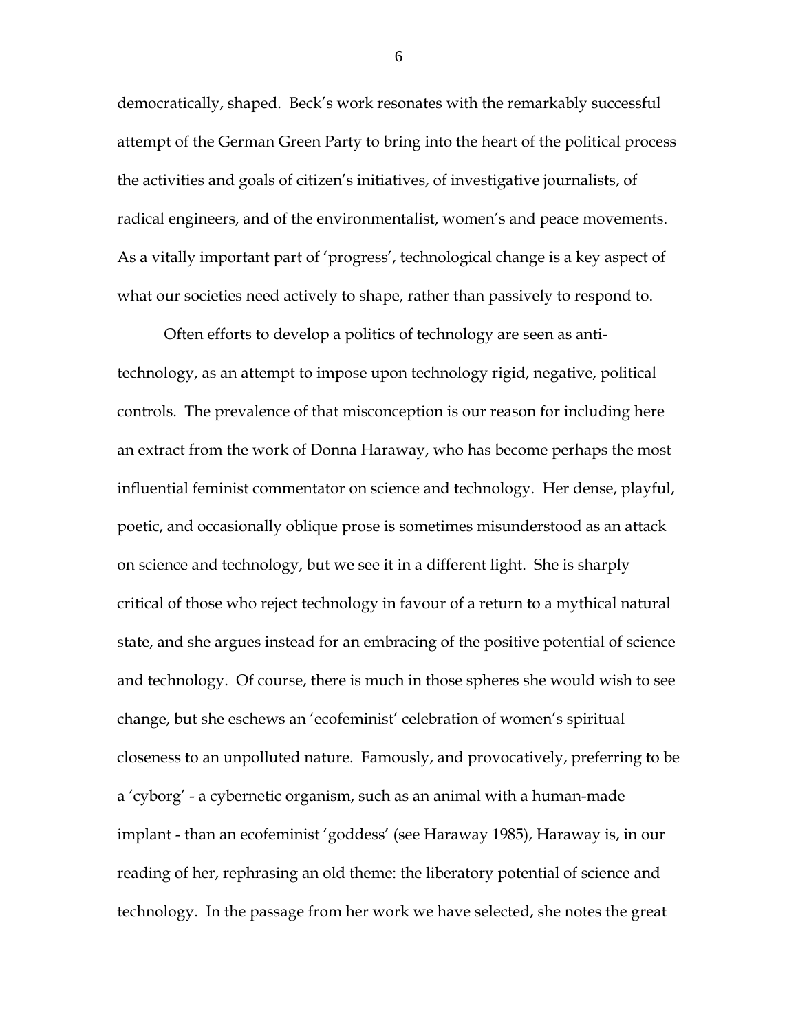democratically, shaped. Beck's work resonates with the remarkably successful attempt of the German Green Party to bring into the heart of the political process the activities and goals of citizen's initiatives, of investigative journalists, of radical engineers, and of the environmentalist, women's and peace movements. As a vitally important part of 'progress', technological change is a key aspect of what our societies need actively to shape, rather than passively to respond to.

Often efforts to develop a politics of technology are seen as anti-technology, as an attempt to impose upon technology rigid, negative, political controls. The prevalence of that misconception is our reason for including here an extract from the work of Donna Haraway, who has become perhaps the most influential feminist commentator on science and technology. Her dense, playful, poetic, and occasionally oblique prose is sometimes misunderstood as an attack on science and technology, but we see it in a different light. She is sharply critical of those who reject technology in favour of a return to a mythical natural state, and she argues instead for an embracing of the positive potential of science and technology. Of course, there is much in those spheres she would wish to see change, but she eschews an 'ecofeminist' celebration of women's spiritual closeness to an unpolluted nature. Famously, and provocatively, preferring to be a 'cyborg' - a cybernetic organism, such as an animal with a human-made implant - than an ecofeminist 'goddess' (see Haraway 1985), Haraway is, in our reading of her, rephrasing an old theme: the liberatory potential of science and technology. In the passage from her work we have selected, she notes the great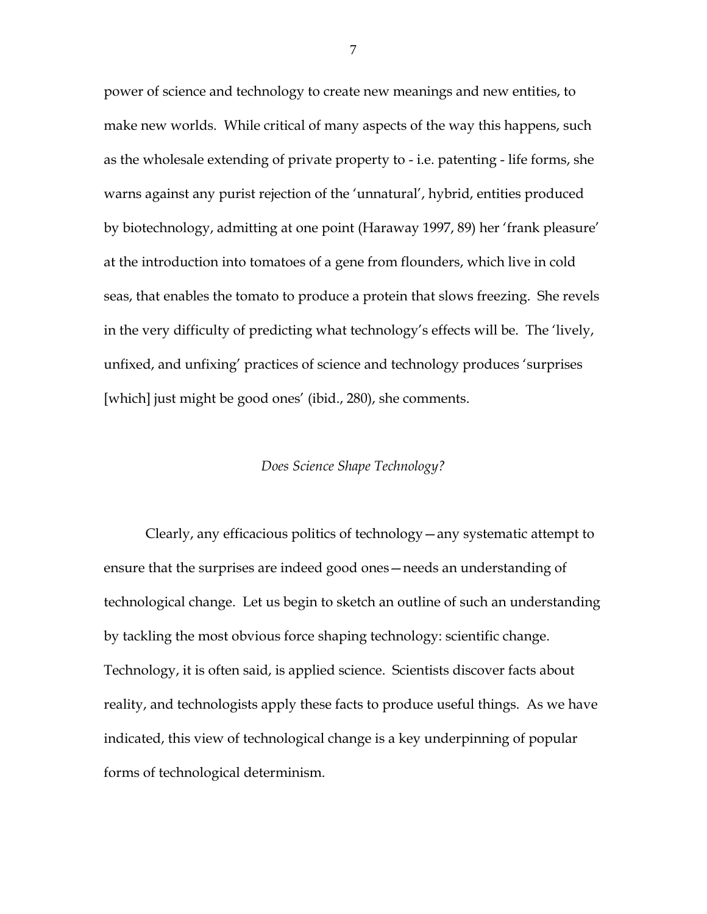power of science and technology to create new meanings and new entities, to make new worlds. While critical of many aspects of the way this happens, such as the wholesale extending of private property to - i.e. patenting - life forms, she warns against any purist rejection of the 'unnatural', hybrid, entities produced by biotechnology, admitting at one point (Haraway 1997, 89) her 'frank pleasure' at the introduction into tomatoes of a gene from flounders, which live in cold seas, that enables the tomato to produce a protein that slows freezing. She revels in the very difficulty of predicting what technology's effects will be. The 'lively, unfixed, and unfixing' practices of science and technology produces 'surprises [which] just might be good ones' (ibid., 280), she comments.

### *Does Science Shape Technology?*

Clearly, any efficacious politics of technology—any systematic attempt to ensure that the surprises are indeed good ones—needs an understanding of technological change. Let us begin to sketch an outline of such an understanding by tackling the most obvious force shaping technology: scientific change. Technology, it is often said, is applied science. Scientists discover facts about reality, and technologists apply these facts to produce useful things. As we have indicated, this view of technological change is a key underpinning of popular forms of technological determinism.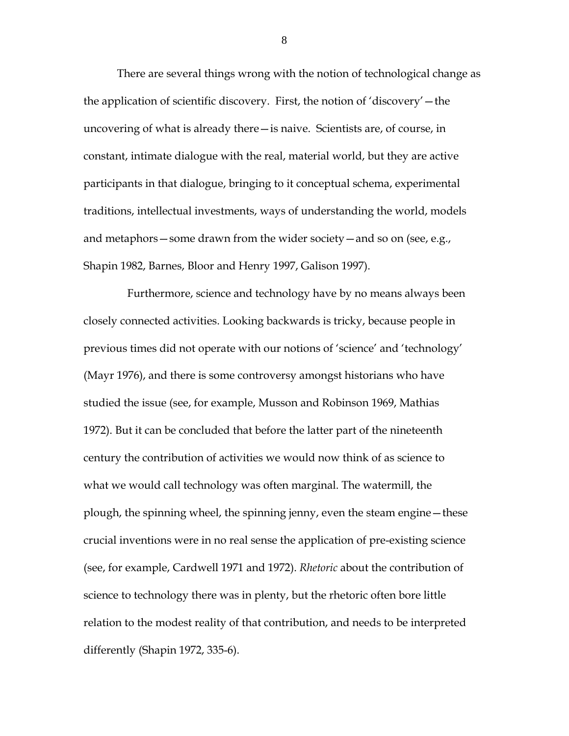There are several things wrong with the notion of technological change as the application of scientific discovery. First, the notion of 'discovery'—the uncovering of what is already there—is naive. Scientists are, of course, in constant, intimate dialogue with the real, material world, but they are active participants in that dialogue, bringing to it conceptual schema, experimental traditions, intellectual investments, ways of understanding the world, models and metaphors—some drawn from the wider society—and so on (see, e.g., Shapin 1982, Barnes, Bloor and Henry 1997, Galison 1997).

Furthermore, science and technology have by no means always been closely connected activities. Looking backwards is tricky, because people in previous times did not operate with our notions of 'science' and 'technology' (Mayr 1976), and there is some controversy amongst historians who have studied the issue (see, for example, Musson and Robinson 1969, Mathias 1972). But it can be concluded that before the latter part of the nineteenth century the contribution of activities we would now think of as science to what we would call technology was often marginal. The watermill, the plough, the spinning wheel, the spinning jenny, even the steam engine—these crucial inventions were in no real sense the application of pre-existing science (see, for example, Cardwell 1971 and 1972). *Rhetoric* about the contribution of science to technology there was in plenty, but the rhetoric often bore little relation to the modest reality of that contribution, and needs to be interpreted differently (Shapin 1972, 335-6).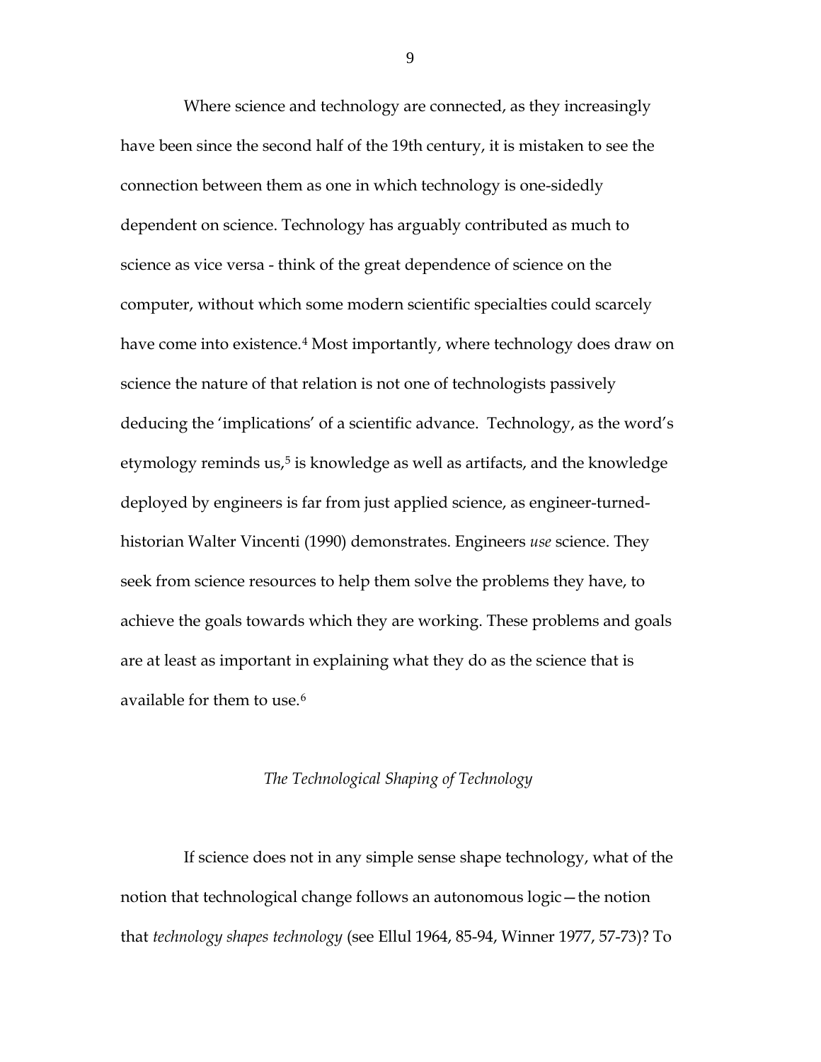Where science and technology are connected, as they increasingly have been since the second half of the 19th century, it is mistaken to see the connection between them as one in which technology is one-sidedly dependent on science. Technology has arguably contributed as much to science as vice versa - think of the great dependence of science on the computer, without which some modern scientific specialties could scarcely have come into existence.[4] Most importantly, where technology does draw on science the nature of that relation is not one of technologists passively deducing the 'implications' of a scientific advance.  Technology, as the word's etymology reminds us,[5] is knowledge as well as artifacts, and the knowledge deployed by engineers is far from just applied science, as engineer-turned-historian Walter Vincenti (1990) demonstrates. Engineers *use* science. They seek from science resources to help them solve the problems they have, to achieve the goals towards which they are working. These problems and goals are at least as important in explaining what they do as the science that is available for them to use.[6]

### *The Technological Shaping of Technology*

If science does not in any simple sense shape technology, what of the notion that technological change follows an autonomous logic—the notion that *technology shapes technology* (see Ellul 1964, 85-94, Winner 1977, 57-73)? To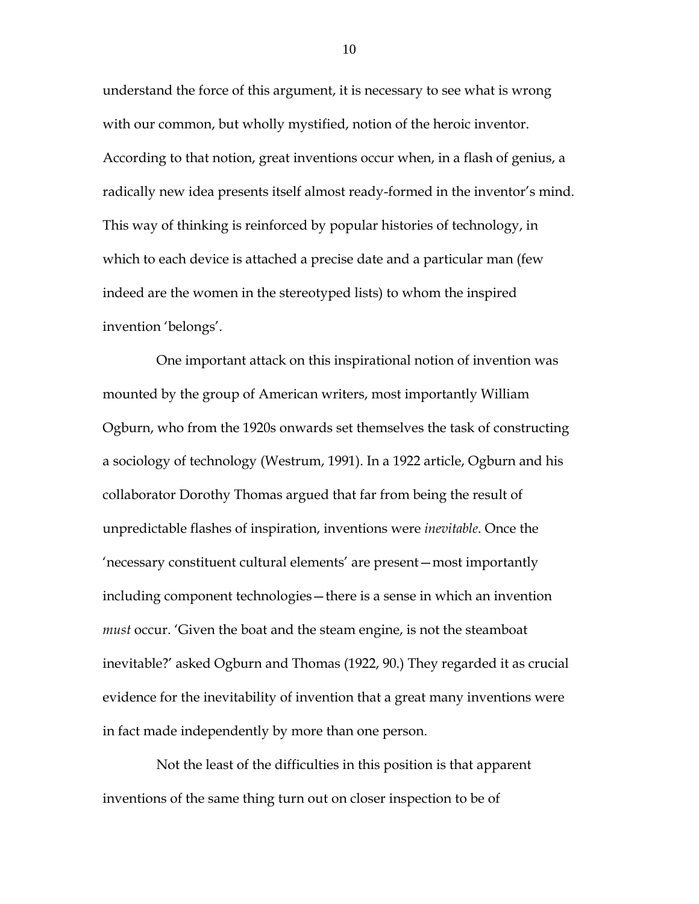understand the force of this argument, it is necessary to see what is wrong with our common, but wholly mystified, notion of the heroic inventor. According to that notion, great inventions occur when, in a flash of genius, a radically new idea presents itself almost ready-formed in the inventor's mind. This way of thinking is reinforced by popular histories of technology, in which to each device is attached a precise date and a particular man (few indeed are the women in the stereotyped lists) to whom the inspired invention 'belongs'.

One important attack on this inspirational notion of invention was mounted by the group of American writers, most importantly William Ogburn, who from the 1920s onwards set themselves the task of constructing a sociology of technology (Westrum, 1991). In a 1922 article, Ogburn and his collaborator Dorothy Thomas argued that far from being the result of unpredictable flashes of inspiration, inventions were *inevitable*. Once the 'necessary constituent cultural elements' are present—most importantly including component technologies—there is a sense in which an invention *must* occur. 'Given the boat and the steam engine, is not the steamboat inevitable?' asked Ogburn and Thomas (1922, 90.) They regarded it as crucial evidence for the inevitability of invention that a great many inventions were in fact made independently by more than one person.

Not the least of the difficulties in this position is that apparent inventions of the same thing turn out on closer inspection to be of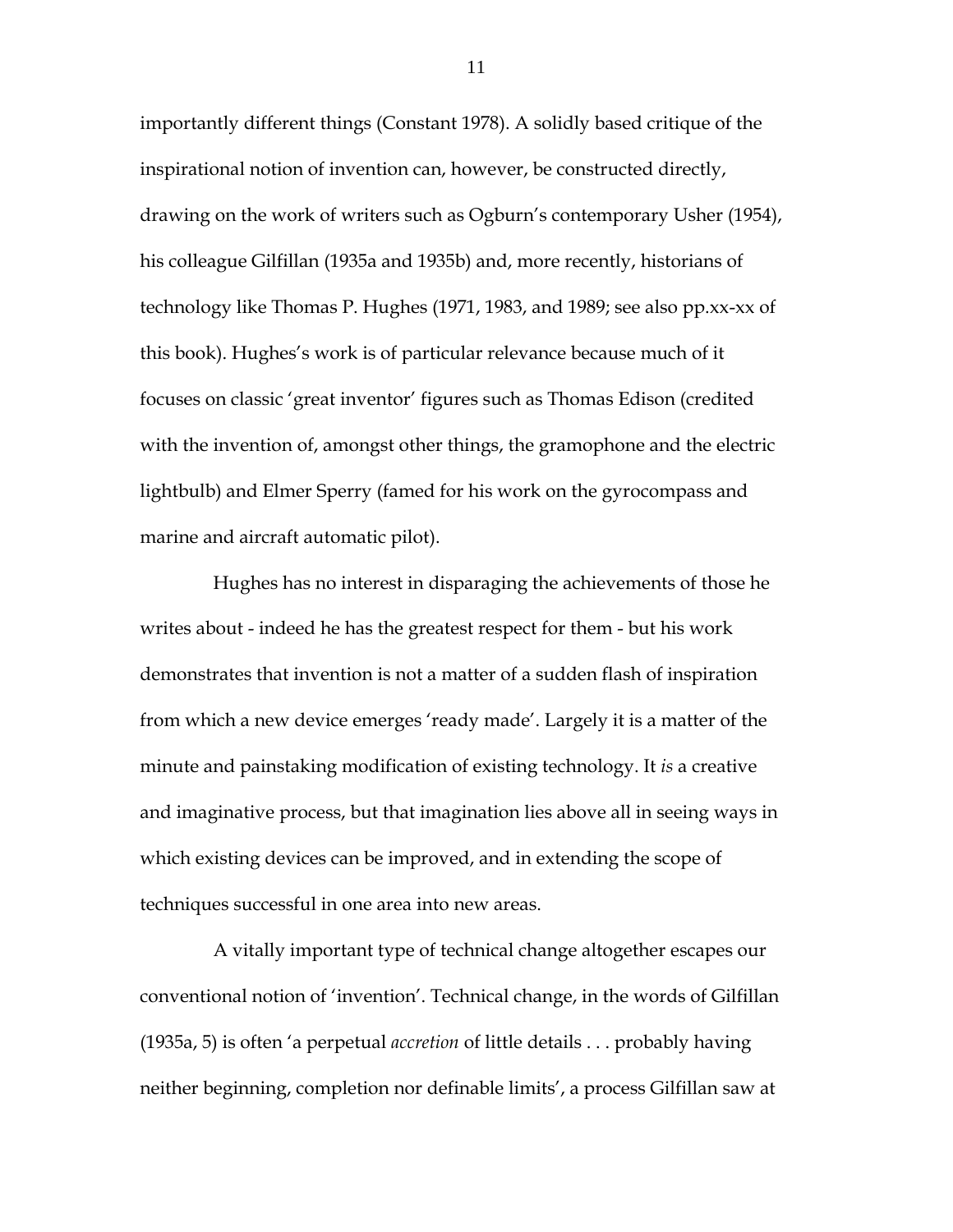importantly different things (Constant 1978). A solidly based critique of the inspirational notion of invention can, however, be constructed directly, drawing on the work of writers such as Ogburn's contemporary Usher (1954), his colleague Gilfillan (1935a and 1935b) and, more recently, historians of technology like Thomas P. Hughes (1971, 1983, and 1989; see also pp.xx-xx of this book). Hughes's work is of particular relevance because much of it focuses on classic 'great inventor' figures such as Thomas Edison (credited with the invention of, amongst other things, the gramophone and the electric lightbulb) and Elmer Sperry (famed for his work on the gyrocompass and marine and aircraft automatic pilot).

Hughes has no interest in disparaging the achievements of those he writes about - indeed he has the greatest respect for them - but his work demonstrates that invention is not a matter of a sudden flash of inspiration from which a new device emerges 'ready made'. Largely it is a matter of the minute and painstaking modification of existing technology. It *is* a creative and imaginative process, but that imagination lies above all in seeing ways in which existing devices can be improved, and in extending the scope of techniques successful in one area into new areas.

A vitally important type of technical change altogether escapes our conventional notion of 'invention'. Technical change, in the words of Gilfillan (1935a, 5) is often 'a perpetual *accretion* of little details . . . probably having neither beginning, completion nor definable limits', a process Gilfillan saw at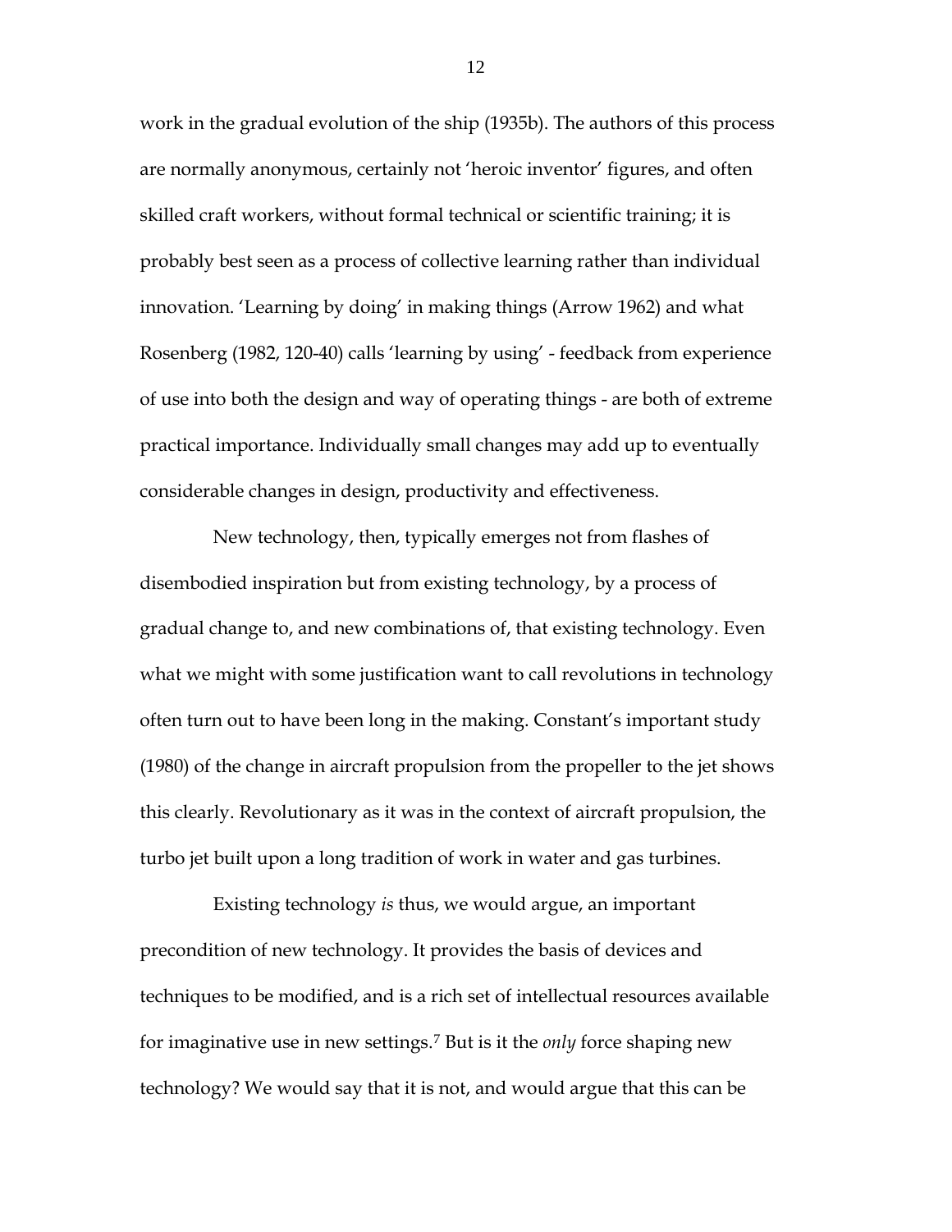work in the gradual evolution of the ship (1935b). The authors of this process are normally anonymous, certainly not 'heroic inventor' figures, and often skilled craft workers, without formal technical or scientific training; it is probably best seen as a process of collective learning rather than individual innovation. 'Learning by doing' in making things (Arrow 1962) and what Rosenberg (1982, 120-40) calls 'learning by using' - feedback from experience of use into both the design and way of operating things - are both of extreme practical importance. Individually small changes may add up to eventually considerable changes in design, productivity and effectiveness.

New technology, then, typically emerges not from flashes of disembodied inspiration but from existing technology, by a process of gradual change to, and new combinations of, that existing technology. Even what we might with some justification want to call revolutions in technology often turn out to have been long in the making. Constant's important study (1980) of the change in aircraft propulsion from the propeller to the jet shows this clearly. Revolutionary as it was in the context of aircraft propulsion, the turbo jet built upon a long tradition of work in water and gas turbines.

Existing technology *is* thus, we would argue, an important precondition of new technology. It provides the basis of devices and techniques to be modified, and is a rich set of intellectual resources available for imaginative use in new settings.[7] But is it the *only* force shaping new technology? We would say that it is not, and would argue that this can be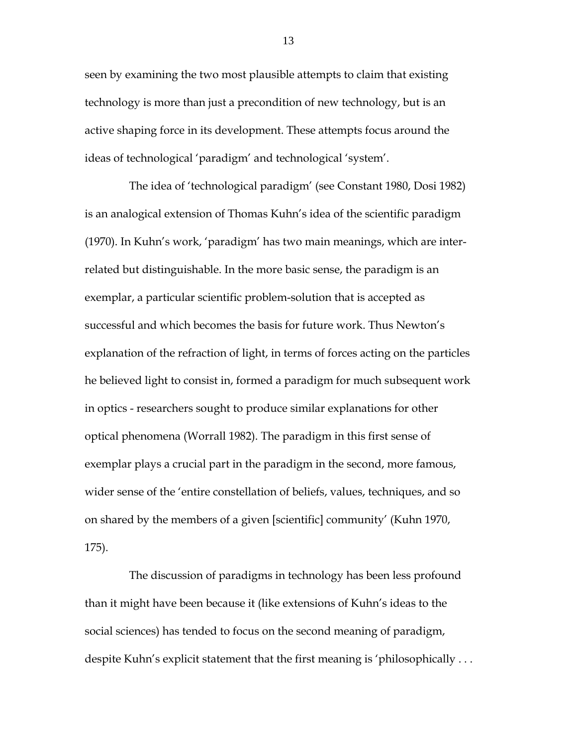seen by examining the two most plausible attempts to claim that existing technology is more than just a precondition of new technology, but is an active shaping force in its development. These attempts focus around the ideas of technological 'paradigm' and technological 'system'.

The idea of 'technological paradigm' (see Constant 1980, Dosi 1982) is an analogical extension of Thomas Kuhn's idea of the scientific paradigm (1970). In Kuhn's work, 'paradigm' has two main meanings, which are inter-related but distinguishable. In the more basic sense, the paradigm is an exemplar, a particular scientific problem-solution that is accepted as successful and which becomes the basis for future work. Thus Newton's explanation of the refraction of light, in terms of forces acting on the particles he believed light to consist in, formed a paradigm for much subsequent work in optics - researchers sought to produce similar explanations for other optical phenomena (Worrall 1982). The paradigm in this first sense of exemplar plays a crucial part in the paradigm in the second, more famous, wider sense of the 'entire constellation of beliefs, values, techniques, and so on shared by the members of a given [scientific] community' (Kuhn 1970, 175).

The discussion of paradigms in technology has been less profound than it might have been because it (like extensions of Kuhn's ideas to the social sciences) has tended to focus on the second meaning of paradigm, despite Kuhn's explicit statement that the first meaning is 'philosophically . . .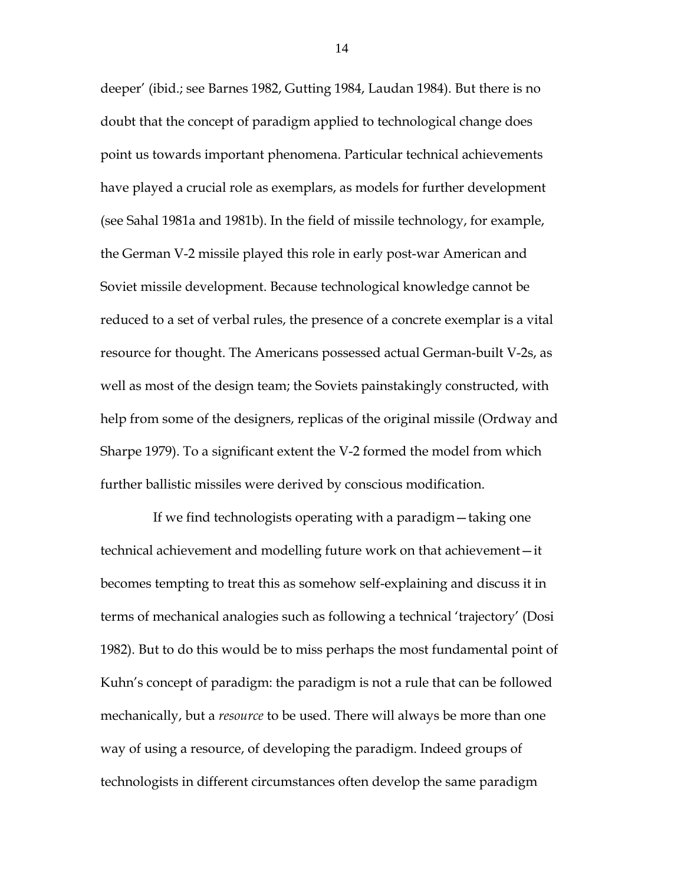deeper' (ibid.; see Barnes 1982, Gutting 1984, Laudan 1984). But there is no doubt that the concept of paradigm applied to technological change does point us towards important phenomena. Particular technical achievements have played a crucial role as exemplars, as models for further development (see Sahal 1981a and 1981b). In the field of missile technology, for example, the German V-2 missile played this role in early post-war American and Soviet missile development. Because technological knowledge cannot be reduced to a set of verbal rules, the presence of a concrete exemplar is a vital resource for thought. The Americans possessed actual German-built V-2s, as well as most of the design team; the Soviets painstakingly constructed, with help from some of the designers, replicas of the original missile (Ordway and Sharpe 1979). To a significant extent the V-2 formed the model from which further ballistic missiles were derived by conscious modification.

If we find technologists operating with a paradigm—taking one technical achievement and modelling future work on that achievement—it becomes tempting to treat this as somehow self-explaining and discuss it in terms of mechanical analogies such as following a technical 'trajectory' (Dosi 1982). But to do this would be to miss perhaps the most fundamental point of Kuhn's concept of paradigm: the paradigm is not a rule that can be followed mechanically, but a *resource* to be used. There will always be more than one way of using a resource, of developing the paradigm. Indeed groups of technologists in different circumstances often develop the same paradigm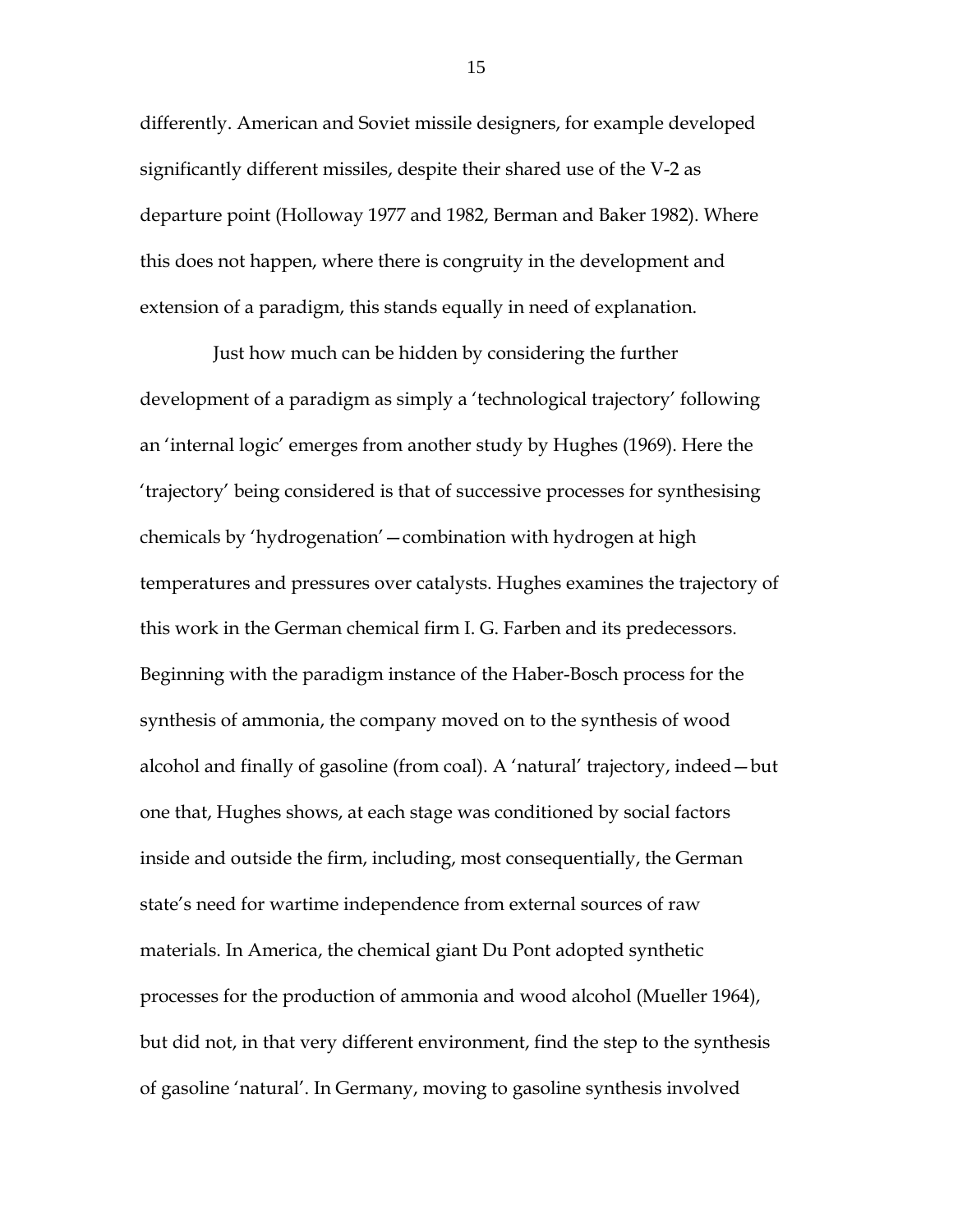differently. American and Soviet missile designers, for example developed significantly different missiles, despite their shared use of the V-2 as departure point (Holloway 1977 and 1982, Berman and Baker 1982). Where this does not happen, where there is congruity in the development and extension of a paradigm, this stands equally in need of explanation.

Just how much can be hidden by considering the further development of a paradigm as simply a 'technological trajectory' following an 'internal logic' emerges from another study by Hughes (1969). Here the 'trajectory' being considered is that of successive processes for synthesising chemicals by 'hydrogenation'—combination with hydrogen at high temperatures and pressures over catalysts. Hughes examines the trajectory of this work in the German chemical firm I. G. Farben and its predecessors. Beginning with the paradigm instance of the Haber-Bosch process for the synthesis of ammonia, the company moved on to the synthesis of wood alcohol and finally of gasoline (from coal). A 'natural' trajectory, indeed—but one that, Hughes shows, at each stage was conditioned by social factors inside and outside the firm, including, most consequentially, the German state's need for wartime independence from external sources of raw materials. In America, the chemical giant Du Pont adopted synthetic processes for the production of ammonia and wood alcohol (Mueller 1964), but did not, in that very different environment, find the step to the synthesis of gasoline 'natural'. In Germany, moving to gasoline synthesis involved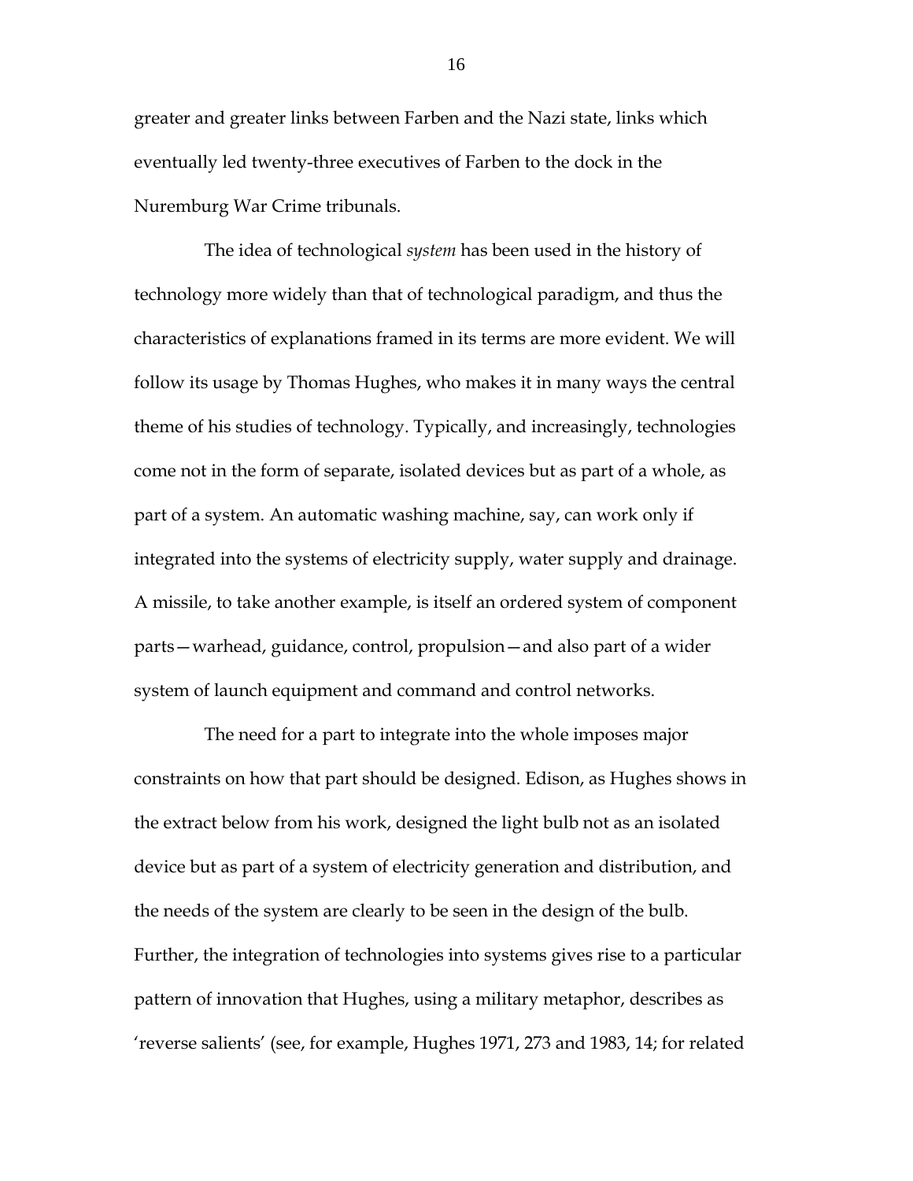greater and greater links between Farben and the Nazi state, links which eventually led twenty-three executives of Farben to the dock in the Nuremburg War Crime tribunals.

The idea of technological *system* has been used in the history of technology more widely than that of technological paradigm, and thus the characteristics of explanations framed in its terms are more evident. We will follow its usage by Thomas Hughes, who makes it in many ways the central theme of his studies of technology. Typically, and increasingly, technologies come not in the form of separate, isolated devices but as part of a whole, as part of a system. An automatic washing machine, say, can work only if integrated into the systems of electricity supply, water supply and drainage. A missile, to take another example, is itself an ordered system of component parts—warhead, guidance, control, propulsion—and also part of a wider system of launch equipment and command and control networks.

The need for a part to integrate into the whole imposes major constraints on how that part should be designed. Edison, as Hughes shows in the extract below from his work, designed the light bulb not as an isolated device but as part of a system of electricity generation and distribution, and the needs of the system are clearly to be seen in the design of the bulb. Further, the integration of technologies into systems gives rise to a particular pattern of innovation that Hughes, using a military metaphor, describes as 'reverse salients' (see, for example, Hughes 1971, 273 and 1983, 14; for related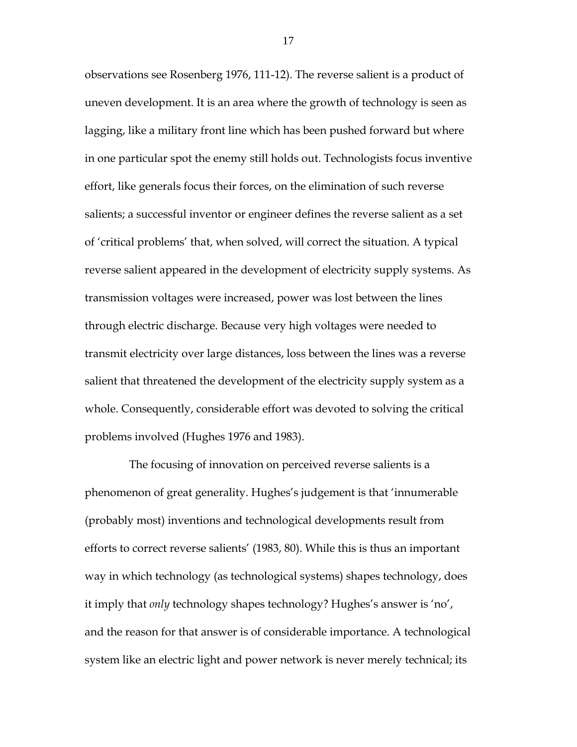observations see Rosenberg 1976, 111-12). The reverse salient is a product of uneven development. It is an area where the growth of technology is seen as lagging, like a military front line which has been pushed forward but where in one particular spot the enemy still holds out. Technologists focus inventive effort, like generals focus their forces, on the elimination of such reverse salients; a successful inventor or engineer defines the reverse salient as a set of 'critical problems' that, when solved, will correct the situation. A typical reverse salient appeared in the development of electricity supply systems. As transmission voltages were increased, power was lost between the lines through electric discharge. Because very high voltages were needed to transmit electricity over large distances, loss between the lines was a reverse salient that threatened the development of the electricity supply system as a whole. Consequently, considerable effort was devoted to solving the critical problems involved (Hughes 1976 and 1983).

The focusing of innovation on perceived reverse salients is a phenomenon of great generality. Hughes's judgement is that 'innumerable (probably most) inventions and technological developments result from efforts to correct reverse salients' (1983, 80). While this is thus an important way in which technology (as technological systems) shapes technology, does it imply that *only* technology shapes technology? Hughes's answer is 'no', and the reason for that answer is of considerable importance. A technological system like an electric light and power network is never merely technical; its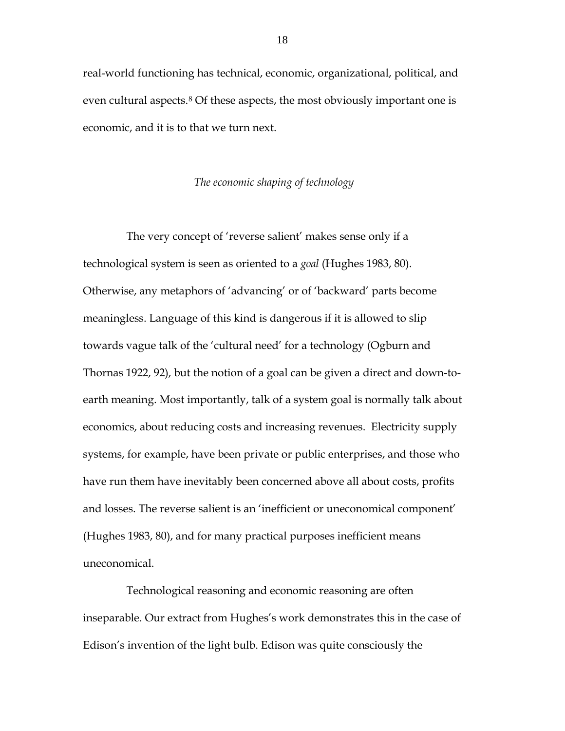real-world functioning has technical, economic, organizational, political, and even cultural aspects.[8] Of these aspects, the most obviously important one is economic, and it is to that we turn next.

### *The economic shaping of technology*

The very concept of 'reverse salient' makes sense only if a technological system is seen as oriented to a *goal* (Hughes 1983, 80). Otherwise, any metaphors of 'advancing' or of 'backward' parts become meaningless. Language of this kind is dangerous if it is allowed to slip towards vague talk of the 'cultural need' for a technology (Ogburn and Thornas 1922, 92), but the notion of a goal can be given a direct and down-to-earth meaning. Most importantly, talk of a system goal is normally talk about economics, about reducing costs and increasing revenues. Electricity supply systems, for example, have been private or public enterprises, and those who have run them have inevitably been concerned above all about costs, profits and losses. The reverse salient is an 'inefficient or uneconomical component' (Hughes 1983, 80), and for many practical purposes inefficient means uneconomical.

Technological reasoning and economic reasoning are often inseparable. Our extract from Hughes's work demonstrates this in the case of Edison's invention of the light bulb. Edison was quite consciously the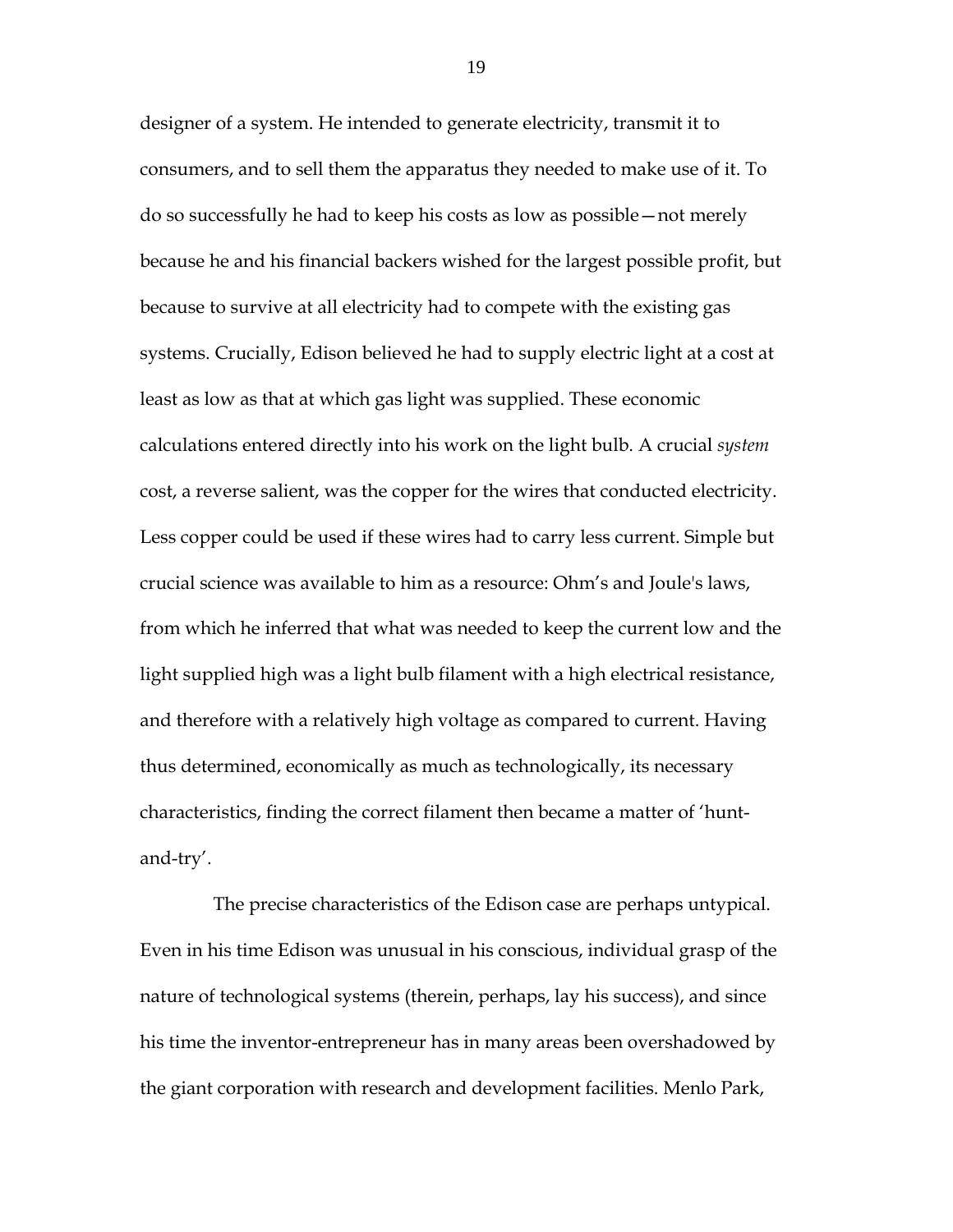designer of a system. He intended to generate electricity, transmit it to consumers, and to sell them the apparatus they needed to make use of it. To do so successfully he had to keep his costs as low as possible—not merely because he and his financial backers wished for the largest possible profit, but because to survive at all electricity had to compete with the existing gas systems. Crucially, Edison believed he had to supply electric light at a cost at least as low as that at which gas light was supplied. These economic calculations entered directly into his work on the light bulb. A crucial *system* cost, a reverse salient, was the copper for the wires that conducted electricity. Less copper could be used if these wires had to carry less current. Simple but crucial science was available to him as a resource: Ohm's and Joule's laws, from which he inferred that what was needed to keep the current low and the light supplied high was a light bulb filament with a high electrical resistance, and therefore with a relatively high voltage as compared to current. Having thus determined, economically as much as technologically, its necessary characteristics, finding the correct filament then became a matter of 'hunt-and-try'.

The precise characteristics of the Edison case are perhaps untypical. Even in his time Edison was unusual in his conscious, individual grasp of the nature of technological systems (therein, perhaps, lay his success), and since his time the inventor-entrepreneur has in many areas been overshadowed by the giant corporation with research and development facilities. Menlo Park,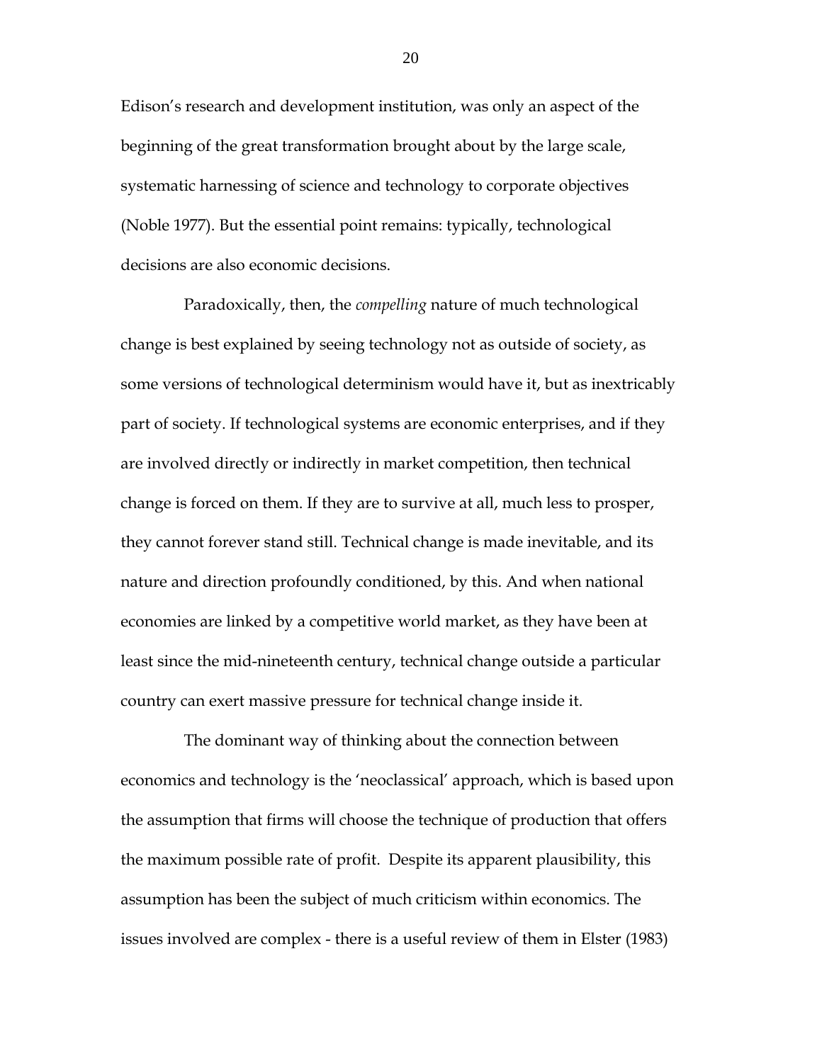Edison's research and development institution, was only an aspect of the beginning of the great transformation brought about by the large scale, systematic harnessing of science and technology to corporate objectives (Noble 1977). But the essential point remains: typically, technological decisions are also economic decisions.

Paradoxically, then, the *compelling* nature of much technological change is best explained by seeing technology not as outside of society, as some versions of technological determinism would have it, but as inextricably part of society. If technological systems are economic enterprises, and if they are involved directly or indirectly in market competition, then technical change is forced on them. If they are to survive at all, much less to prosper, they cannot forever stand still. Technical change is made inevitable, and its nature and direction profoundly conditioned, by this. And when national economies are linked by a competitive world market, as they have been at least since the mid-nineteenth century, technical change outside a particular country can exert massive pressure for technical change inside it.

The dominant way of thinking about the connection between economics and technology is the 'neoclassical' approach, which is based upon the assumption that firms will choose the technique of production that offers the maximum possible rate of profit. Despite its apparent plausibility, this assumption has been the subject of much criticism within economics. The issues involved are complex - there is a useful review of them in Elster (1983)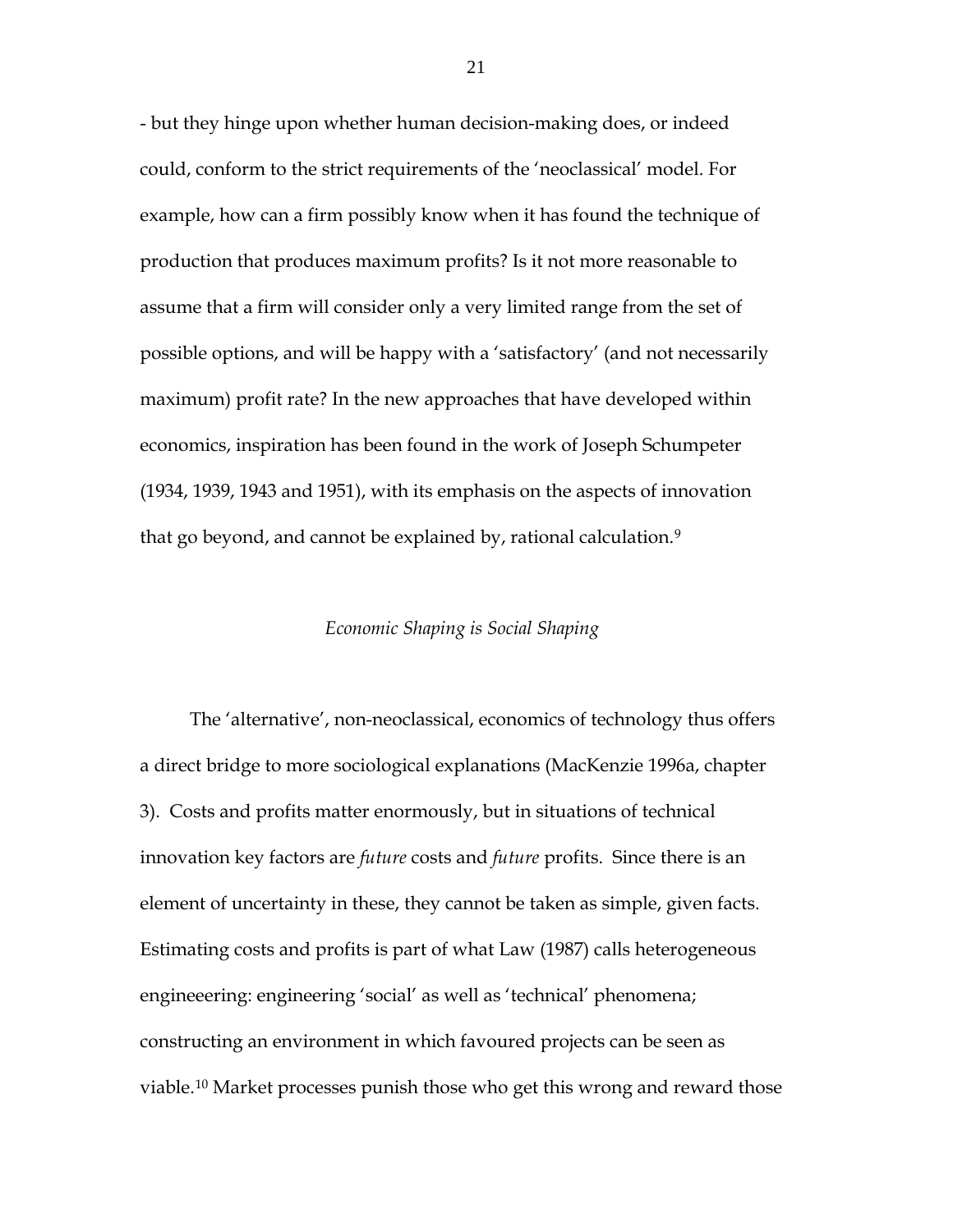- but they hinge upon whether human decision-making does, or indeed could, conform to the strict requirements of the 'neoclassical' model. For example, how can a firm possibly know when it has found the technique of production that produces maximum profits? Is it not more reasonable to assume that a firm will consider only a very limited range from the set of possible options, and will be happy with a 'satisfactory' (and not necessarily maximum) profit rate? In the new approaches that have developed within economics, inspiration has been found in the work of Joseph Schumpeter (1934, 1939, 1943 and 1951), with its emphasis on the aspects of innovation that go beyond, and cannot be explained by, rational calculation.[9]

### *Economic Shaping is Social Shaping*

The 'alternative', non-neoclassical, economics of technology thus offers a direct bridge to more sociological explanations (MacKenzie 1996a, chapter 3). Costs and profits matter enormously, but in situations of technical innovation key factors are *future* costs and *future* profits. Since there is an element of uncertainty in these, they cannot be taken as simple, given facts. Estimating costs and profits is part of what Law (1987) calls heterogeneous engineeering: engineering 'social' as well as 'technical' phenomena; constructing an environment in which favoured projects can be seen as viable.[10] Market processes punish those who get this wrong and reward those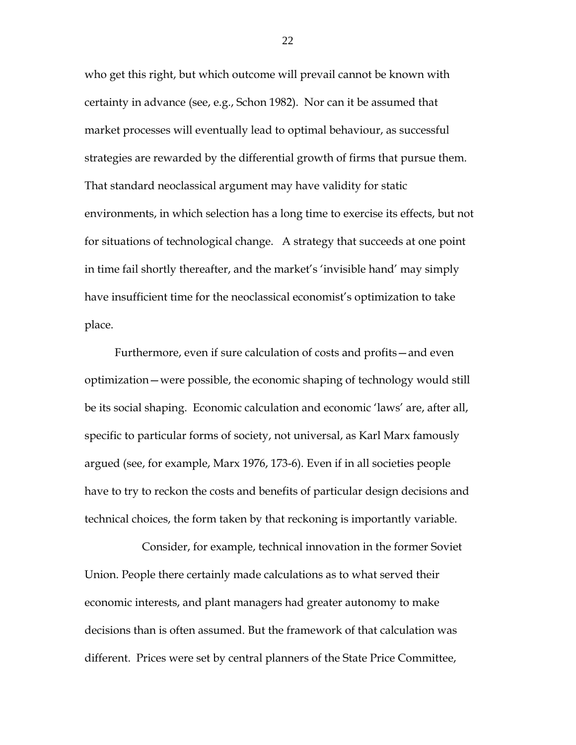who get this right, but which outcome will prevail cannot be known with certainty in advance (see, e.g., Schon 1982). Nor can it be assumed that market processes will eventually lead to optimal behaviour, as successful strategies are rewarded by the differential growth of firms that pursue them. That standard neoclassical argument may have validity for static environments, in which selection has a long time to exercise its effects, but not for situations of technological change. A strategy that succeeds at one point in time fail shortly thereafter, and the market's 'invisible hand' may simply have insufficient time for the neoclassical economist's optimization to take place.

Furthermore, even if sure calculation of costs and profits—and even optimization—were possible, the economic shaping of technology would still be its social shaping. Economic calculation and economic 'laws' are, after all, specific to particular forms of society, not universal, as Karl Marx famously argued (see, for example, Marx 1976, 173-6). Even if in all societies people have to try to reckon the costs and benefits of particular design decisions and technical choices, the form taken by that reckoning is importantly variable.

Consider, for example, technical innovation in the former Soviet Union. People there certainly made calculations as to what served their economic interests, and plant managers had greater autonomy to make decisions than is often assumed. But the framework of that calculation was different. Prices were set by central planners of the State Price Committee,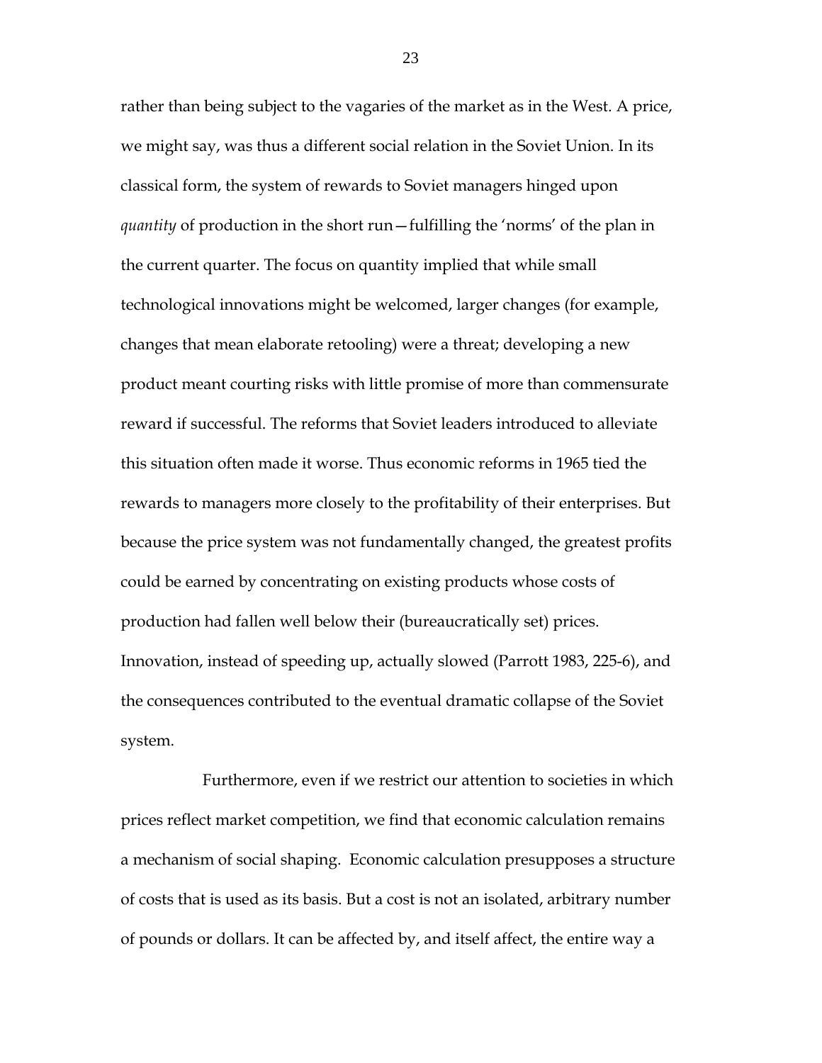rather than being subject to the vagaries of the market as in the West. A price, we might say, was thus a different social relation in the Soviet Union. In its classical form, the system of rewards to Soviet managers hinged upon *quantity* of production in the short run—fulfilling the 'norms' of the plan in the current quarter. The focus on quantity implied that while small technological innovations might be welcomed, larger changes (for example, changes that mean elaborate retooling) were a threat; developing a new product meant courting risks with little promise of more than commensurate reward if successful. The reforms that Soviet leaders introduced to alleviate this situation often made it worse. Thus economic reforms in 1965 tied the rewards to managers more closely to the profitability of their enterprises. But because the price system was not fundamentally changed, the greatest profits could be earned by concentrating on existing products whose costs of production had fallen well below their (bureaucratically set) prices. Innovation, instead of speeding up, actually slowed (Parrott 1983, 225-6), and the consequences contributed to the eventual dramatic collapse of the Soviet system.

Furthermore, even if we restrict our attention to societies in which prices reflect market competition, we find that economic calculation remains a mechanism of social shaping. Economic calculation presupposes a structure of costs that is used as its basis. But a cost is not an isolated, arbitrary number of pounds or dollars. It can be affected by, and itself affect, the entire way a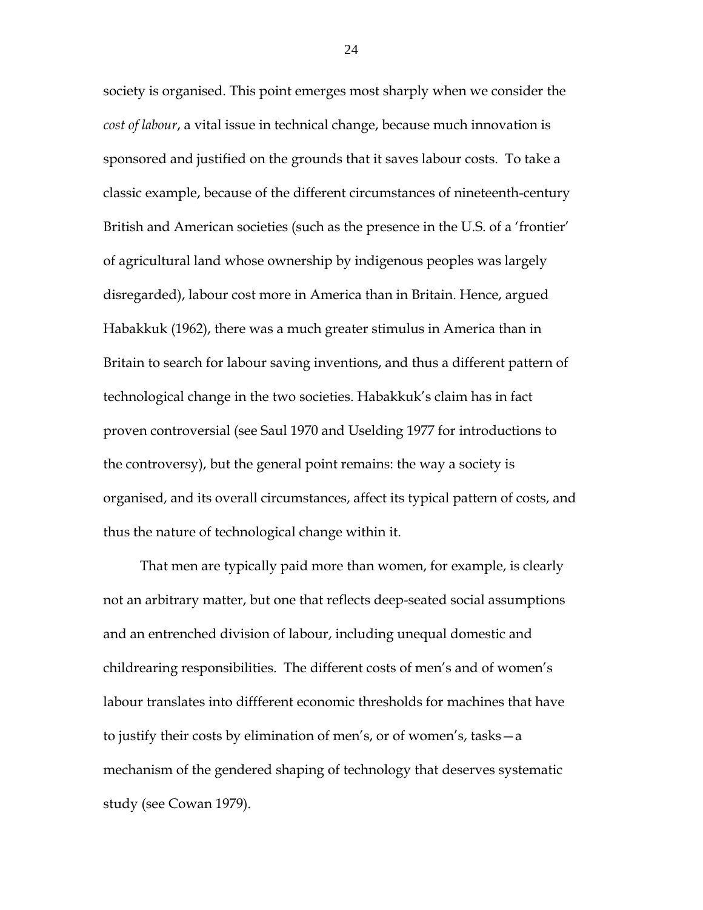society is organised. This point emerges most sharply when we consider the *cost of labour*, a vital issue in technical change, because much innovation is sponsored and justified on the grounds that it saves labour costs. To take a classic example, because of the different circumstances of nineteenth-century British and American societies (such as the presence in the U.S. of a 'frontier' of agricultural land whose ownership by indigenous peoples was largely disregarded), labour cost more in America than in Britain. Hence, argued Habakkuk (1962), there was a much greater stimulus in America than in Britain to search for labour saving inventions, and thus a different pattern of technological change in the two societies. Habakkuk's claim has in fact proven controversial (see Saul 1970 and Uselding 1977 for introductions to the controversy), but the general point remains: the way a society is organised, and its overall circumstances, affect its typical pattern of costs, and thus the nature of technological change within it.

That men are typically paid more than women, for example, is clearly not an arbitrary matter, but one that reflects deep-seated social assumptions and an entrenched division of labour, including unequal domestic and childrearing responsibilities. The different costs of men's and of women's labour translates into diffferent economic thresholds for machines that have to justify their costs by elimination of men's, or of women's, tasks—a mechanism of the gendered shaping of technology that deserves systematic study (see Cowan 1979).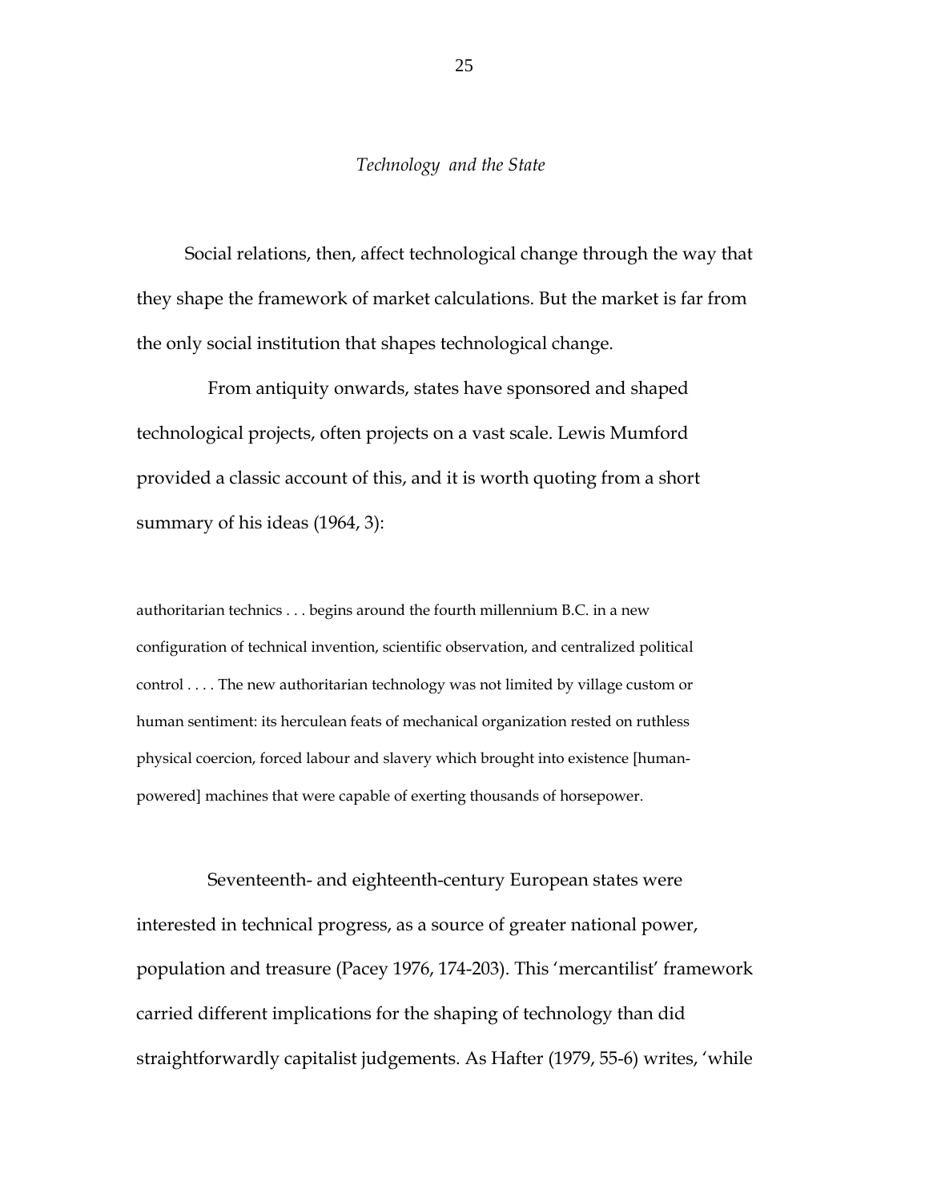## *Technology and the State*

Social relations, then, affect technological change through the way that they shape the framework of market calculations. But the market is far from the only social institution that shapes technological change.

From antiquity onwards, states have sponsored and shaped technological projects, often projects on a vast scale. Lewis Mumford provided a classic account of this, and it is worth quoting from a short summary of his ideas (1964, 3):

> authoritarian technics . . . begins around the fourth millennium B.C. in a new configuration of technical invention, scientific observation, and centralized political control . . . . The new authoritarian technology was not limited by village custom or human sentiment: its herculean feats of mechanical organization rested on ruthless physical coercion, forced labour and slavery which brought into existence [human-powered] machines that were capable of exerting thousands of horsepower.

Seventeenth- and eighteenth-century European states were interested in technical progress, as a source of greater national power, population and treasure (Pacey 1976, 174-203). This 'mercantilist' framework carried different implications for the shaping of technology than did straightforwardly capitalist judgements. As Hafter (1979, 55-6) writes, 'while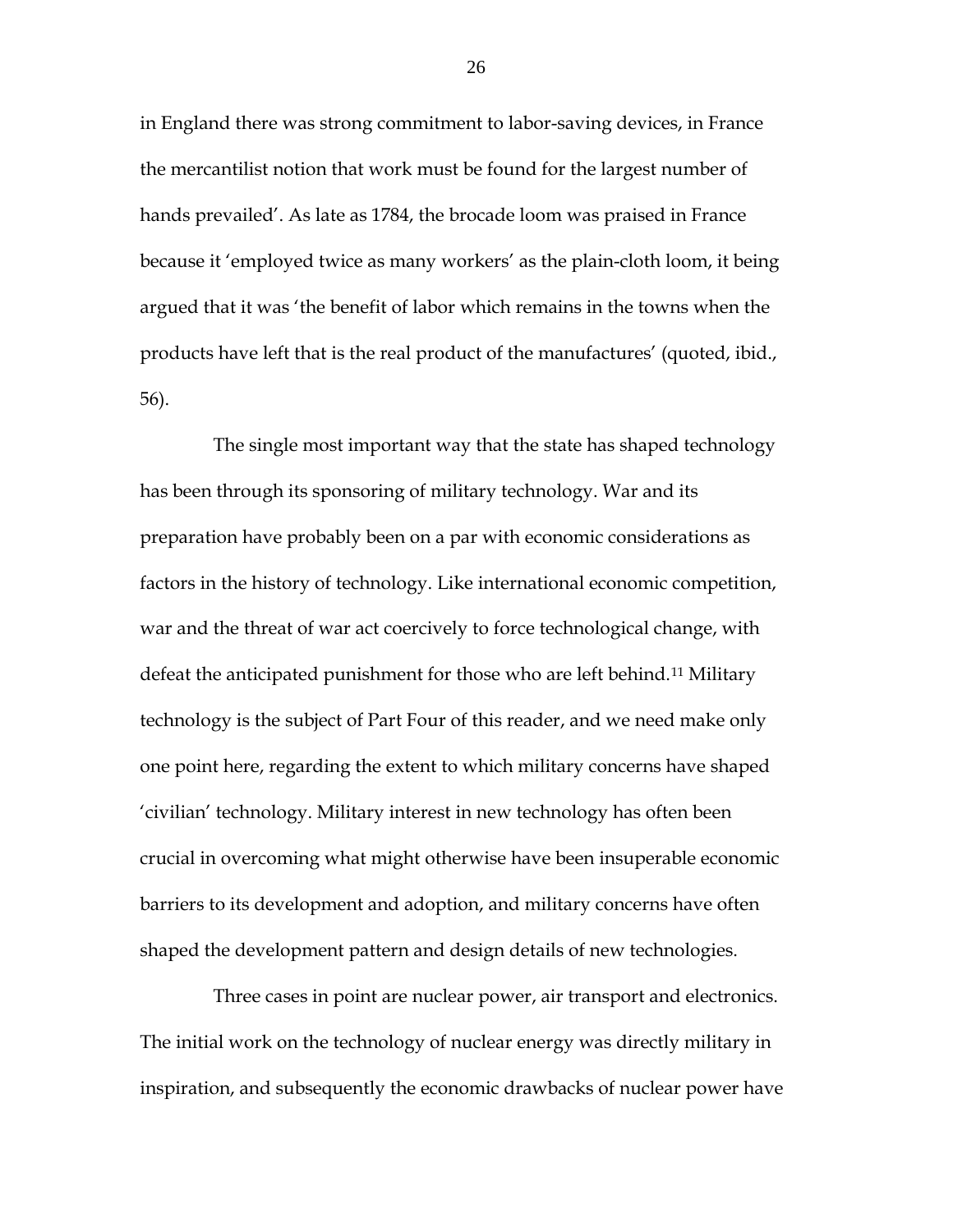in England there was strong commitment to labor-saving devices, in France the mercantilist notion that work must be found for the largest number of hands prevailed'. As late as 1784, the brocade loom was praised in France because it 'employed twice as many workers' as the plain-cloth loom, it being argued that it was 'the benefit of labor which remains in the towns when the products have left that is the real product of the manufactures' (quoted, ibid., 56).

The single most important way that the state has shaped technology has been through its sponsoring of military technology. War and its preparation have probably been on a par with economic considerations as factors in the history of technology. Like international economic competition, war and the threat of war act coercively to force technological change, with defeat the anticipated punishment for those who are left behind.[11] Military technology is the subject of Part Four of this reader, and we need make only one point here, regarding the extent to which military concerns have shaped 'civilian' technology. Military interest in new technology has often been crucial in overcoming what might otherwise have been insuperable economic barriers to its development and adoption, and military concerns have often shaped the development pattern and design details of new technologies.

Three cases in point are nuclear power, air transport and electronics. The initial work on the technology of nuclear energy was directly military in inspiration, and subsequently the economic drawbacks of nuclear power have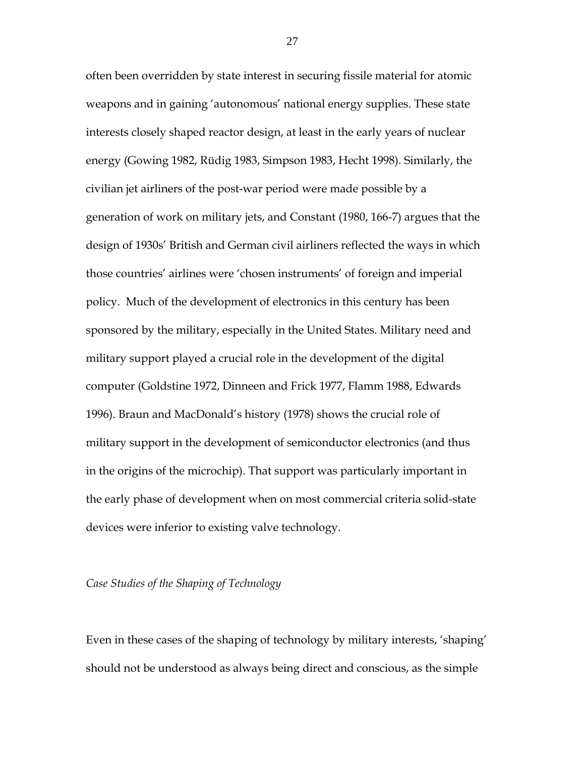often been overridden by state interest in securing fissile material for atomic weapons and in gaining 'autonomous' national energy supplies. These state interests closely shaped reactor design, at least in the early years of nuclear energy (Gowing 1982, Rüdig 1983, Simpson 1983, Hecht 1998). Similarly, the civilian jet airliners of the post-war period were made possible by a generation of work on military jets, and Constant (1980, 166-7) argues that the design of 1930s' British and German civil airliners reflected the ways in which those countries' airlines were 'chosen instruments' of foreign and imperial policy. Much of the development of electronics in this century has been sponsored by the military, especially in the United States. Military need and military support played a crucial role in the development of the digital computer (Goldstine 1972, Dinneen and Frick 1977, Flamm 1988, Edwards 1996). Braun and MacDonald's history (1978) shows the crucial role of military support in the development of semiconductor electronics (and thus in the origins of the microchip). That support was particularly important in the early phase of development when on most commercial criteria solid-state devices were inferior to existing valve technology.

*Case Studies of the Shaping of Technology*

Even in these cases of the shaping of technology by military interests, 'shaping' should not be understood as always being direct and conscious, as the simple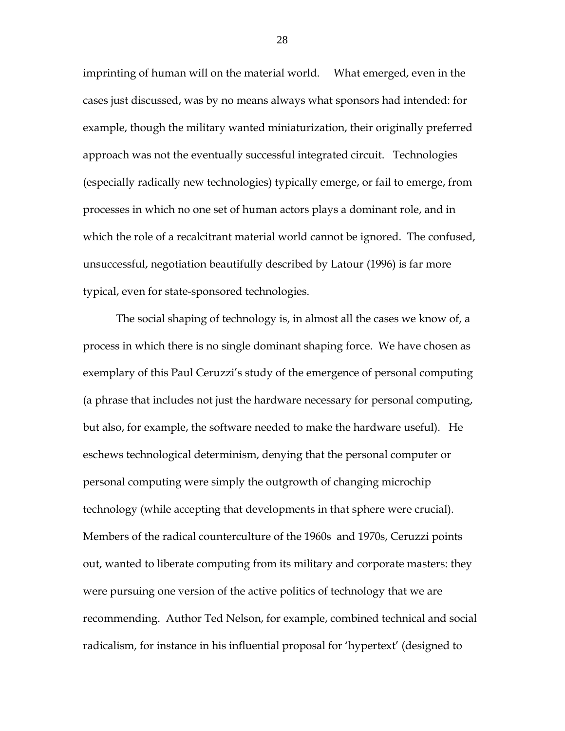imprinting of human will on the material world. What emerged, even in the cases just discussed, was by no means always what sponsors had intended: for example, though the military wanted miniaturization, their originally preferred approach was not the eventually successful integrated circuit. Technologies (especially radically new technologies) typically emerge, or fail to emerge, from processes in which no one set of human actors plays a dominant role, and in which the role of a recalcitrant material world cannot be ignored. The confused, unsuccessful, negotiation beautifully described by Latour (1996) is far more typical, even for state-sponsored technologies.

The social shaping of technology is, in almost all the cases we know of, a process in which there is no single dominant shaping force. We have chosen as exemplary of this Paul Ceruzzi's study of the emergence of personal computing (a phrase that includes not just the hardware necessary for personal computing, but also, for example, the software needed to make the hardware useful). He eschews technological determinism, denying that the personal computer or personal computing were simply the outgrowth of changing microchip technology (while accepting that developments in that sphere were crucial). Members of the radical counterculture of the 1960s and 1970s, Ceruzzi points out, wanted to liberate computing from its military and corporate masters: they were pursuing one version of the active politics of technology that we are recommending. Author Ted Nelson, for example, combined technical and social radicalism, for instance in his influential proposal for 'hypertext' (designed to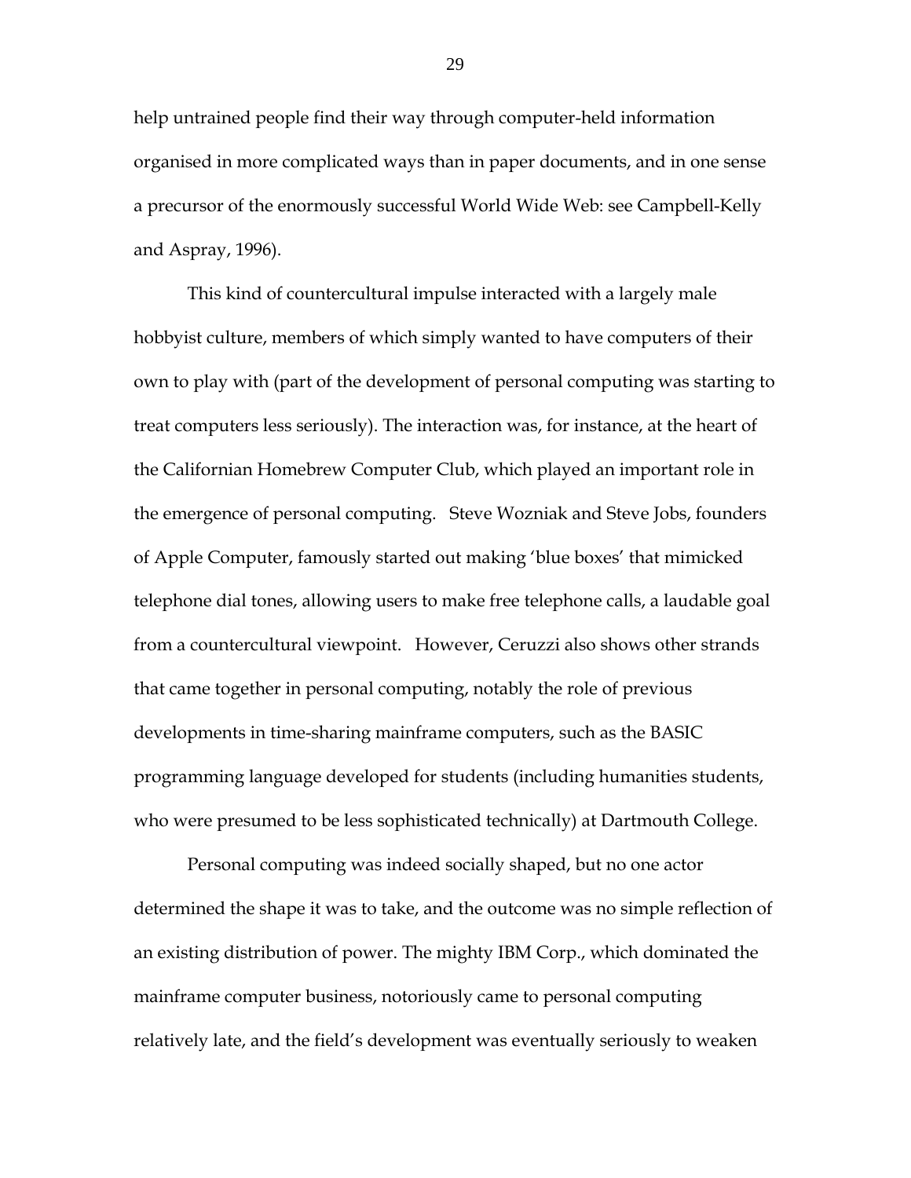help untrained people find their way through computer-held information organised in more complicated ways than in paper documents, and in one sense a precursor of the enormously successful World Wide Web: see Campbell-Kelly and Aspray, 1996).

This kind of countercultural impulse interacted with a largely male hobbyist culture, members of which simply wanted to have computers of their own to play with (part of the development of personal computing was starting to treat computers less seriously). The interaction was, for instance, at the heart of the Californian Homebrew Computer Club, which played an important role in the emergence of personal computing. Steve Wozniak and Steve Jobs, founders of Apple Computer, famously started out making 'blue boxes' that mimicked telephone dial tones, allowing users to make free telephone calls, a laudable goal from a countercultural viewpoint. However, Ceruzzi also shows other strands that came together in personal computing, notably the role of previous developments in time-sharing mainframe computers, such as the BASIC programming language developed for students (including humanities students, who were presumed to be less sophisticated technically) at Dartmouth College.

Personal computing was indeed socially shaped, but no one actor determined the shape it was to take, and the outcome was no simple reflection of an existing distribution of power. The mighty IBM Corp., which dominated the mainframe computer business, notoriously came to personal computing relatively late, and the field's development was eventually seriously to weaken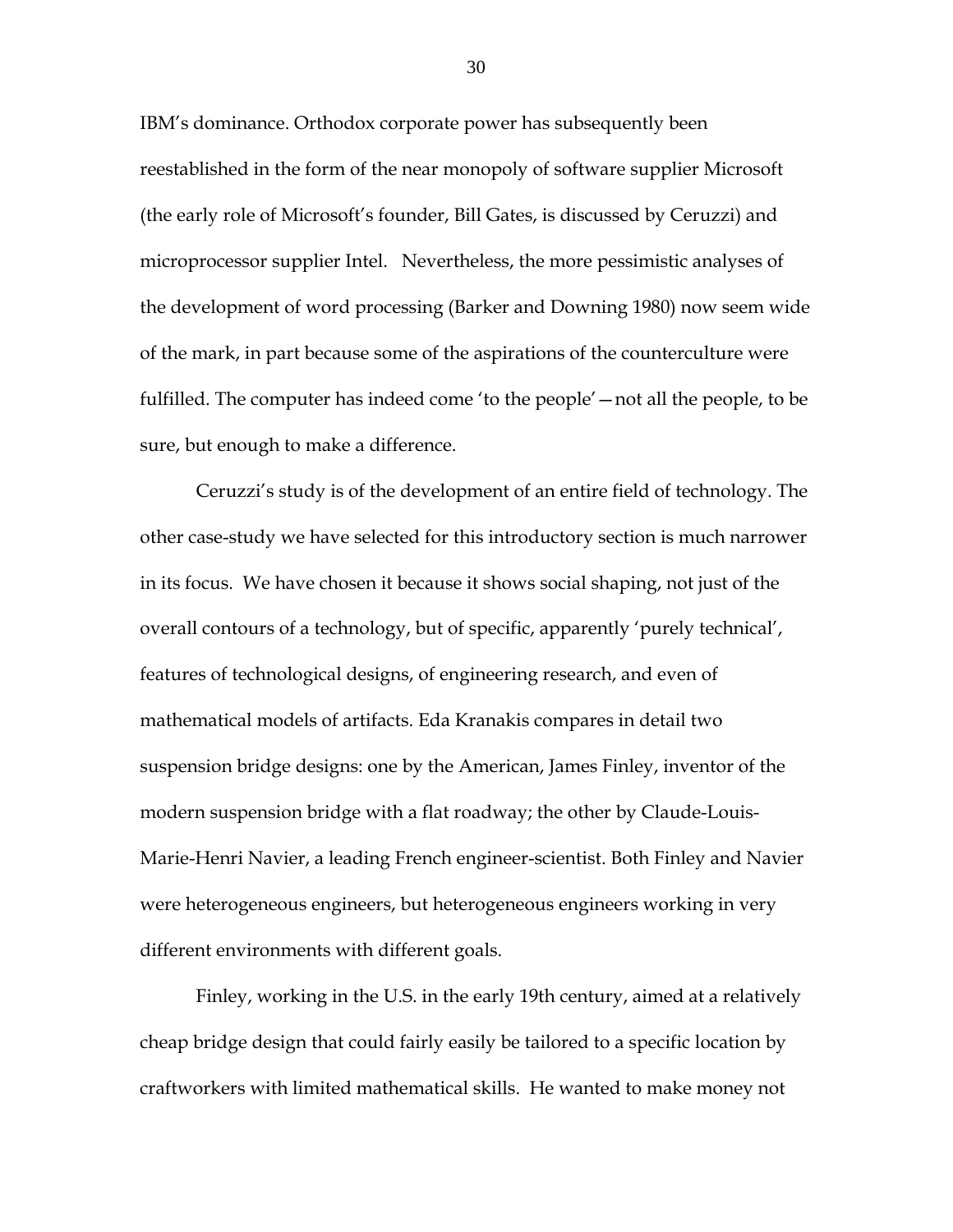IBM's dominance. Orthodox corporate power has subsequently been reestablished in the form of the near monopoly of software supplier Microsoft (the early role of Microsoft's founder, Bill Gates, is discussed by Ceruzzi) and microprocessor supplier Intel. Nevertheless, the more pessimistic analyses of the development of word processing (Barker and Downing 1980) now seem wide of the mark, in part because some of the aspirations of the counterculture were fulfilled. The computer has indeed come 'to the people'—not all the people, to be sure, but enough to make a difference.

Ceruzzi's study is of the development of an entire field of technology. The other case-study we have selected for this introductory section is much narrower in its focus. We have chosen it because it shows social shaping, not just of the overall contours of a technology, but of specific, apparently 'purely technical', features of technological designs, of engineering research, and even of mathematical models of artifacts. Eda Kranakis compares in detail two suspension bridge designs: one by the American, James Finley, inventor of the modern suspension bridge with a flat roadway; the other by Claude-Louis-Marie-Henri Navier, a leading French engineer-scientist. Both Finley and Navier were heterogeneous engineers, but heterogeneous engineers working in very different environments with different goals.

Finley, working in the U.S. in the early 19th century, aimed at a relatively cheap bridge design that could fairly easily be tailored to a specific location by craftworkers with limited mathematical skills. He wanted to make money not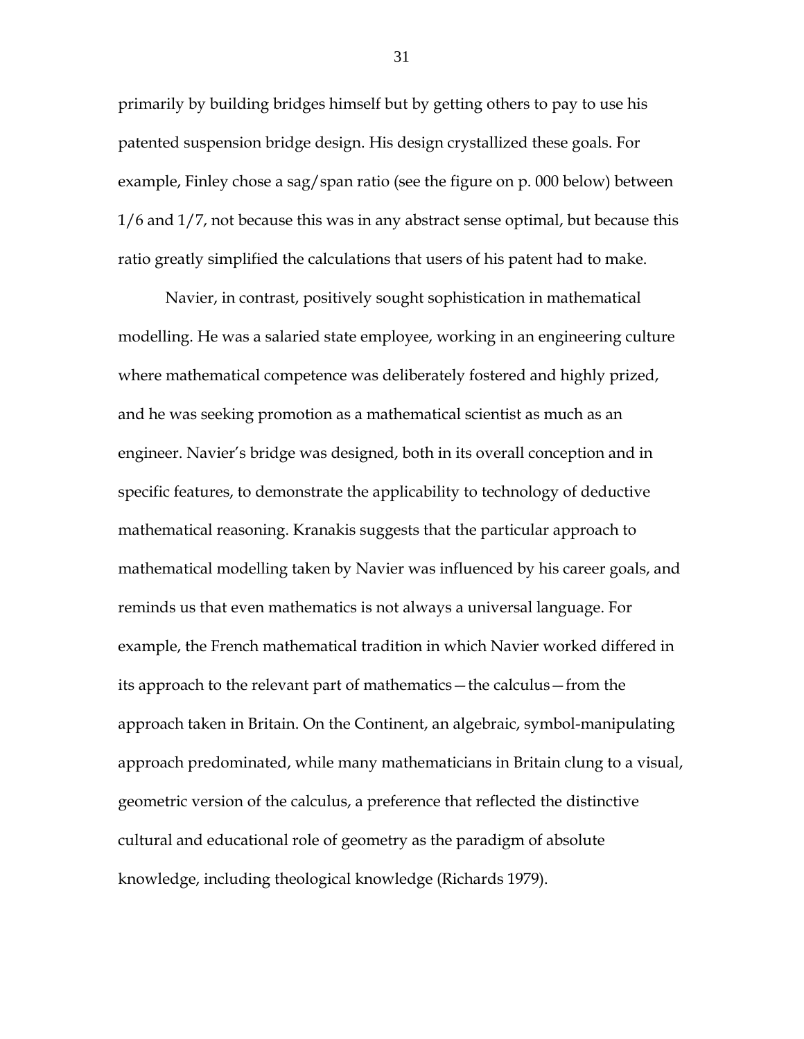primarily by building bridges himself but by getting others to pay to use his patented suspension bridge design. His design crystallized these goals. For example, Finley chose a sag/span ratio (see the figure on p. 000 below) between 1/6 and 1/7, not because this was in any abstract sense optimal, but because this ratio greatly simplified the calculations that users of his patent had to make.

Navier, in contrast, positively sought sophistication in mathematical modelling. He was a salaried state employee, working in an engineering culture where mathematical competence was deliberately fostered and highly prized, and he was seeking promotion as a mathematical scientist as much as an engineer. Navier's bridge was designed, both in its overall conception and in specific features, to demonstrate the applicability to technology of deductive mathematical reasoning. Kranakis suggests that the particular approach to mathematical modelling taken by Navier was influenced by his career goals, and reminds us that even mathematics is not always a universal language. For example, the French mathematical tradition in which Navier worked differed in its approach to the relevant part of mathematics—the calculus—from the approach taken in Britain. On the Continent, an algebraic, symbol-manipulating approach predominated, while many mathematicians in Britain clung to a visual, geometric version of the calculus, a preference that reflected the distinctive cultural and educational role of geometry as the paradigm of absolute knowledge, including theological knowledge (Richards 1979).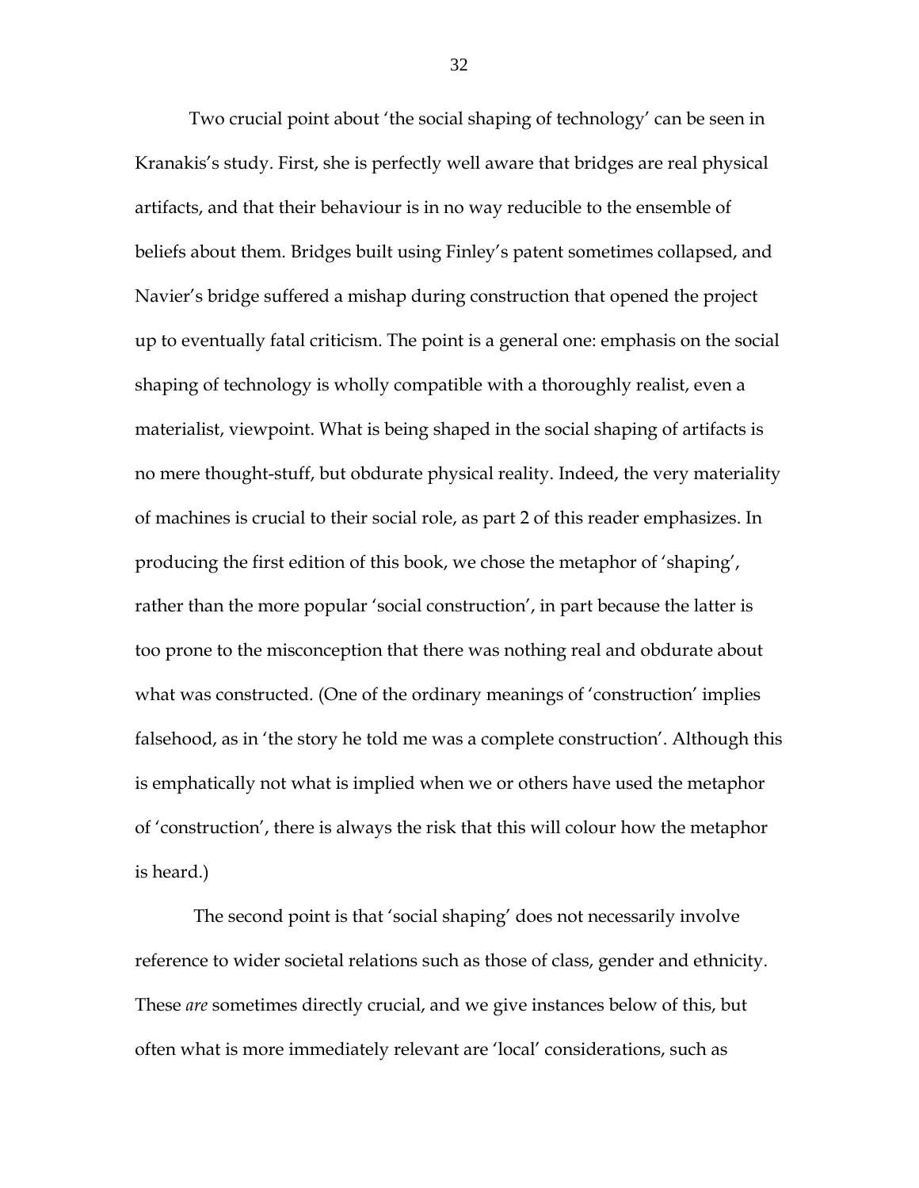Two crucial point about 'the social shaping of technology' can be seen in Kranakis's study. First, she is perfectly well aware that bridges are real physical artifacts, and that their behaviour is in no way reducible to the ensemble of beliefs about them. Bridges built using Finley's patent sometimes collapsed, and Navier's bridge suffered a mishap during construction that opened the project up to eventually fatal criticism. The point is a general one: emphasis on the social shaping of technology is wholly compatible with a thoroughly realist, even a materialist, viewpoint. What is being shaped in the social shaping of artifacts is no mere thought-stuff, but obdurate physical reality. Indeed, the very materiality of machines is crucial to their social role, as part 2 of this reader emphasizes. In producing the first edition of this book, we chose the metaphor of 'shaping', rather than the more popular 'social construction', in part because the latter is too prone to the misconception that there was nothing real and obdurate about what was constructed. (One of the ordinary meanings of 'construction' implies falsehood, as in 'the story he told me was a complete construction'. Although this is emphatically not what is implied when we or others have used the metaphor of 'construction', there is always the risk that this will colour how the metaphor is heard.)

The second point is that 'social shaping' does not necessarily involve reference to wider societal relations such as those of class, gender and ethnicity. These *are* sometimes directly crucial, and we give instances below of this, but often what is more immediately relevant are 'local' considerations, such as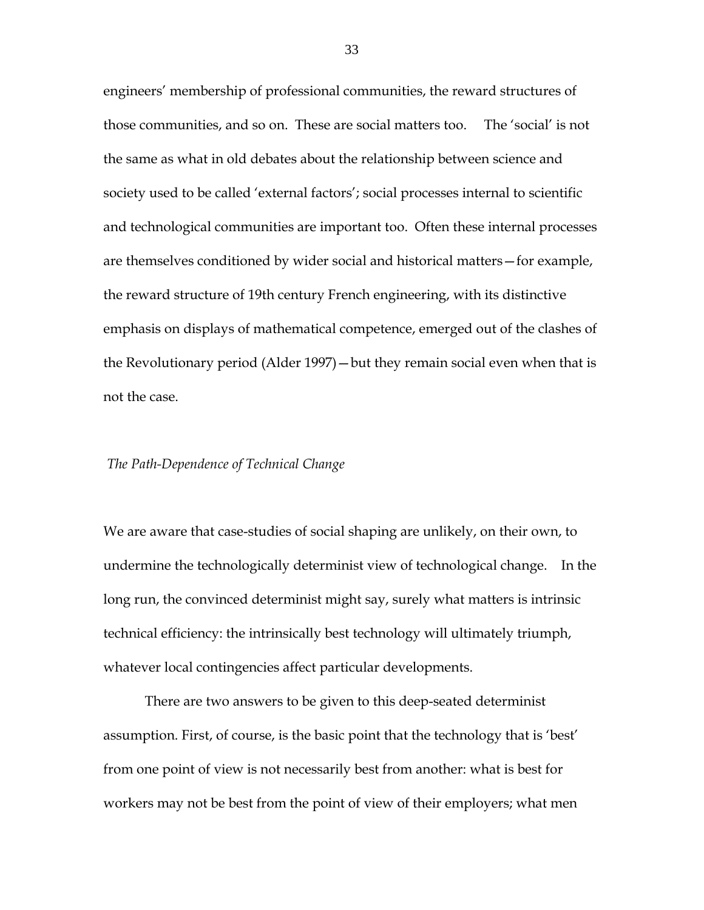engineers' membership of professional communities, the reward structures of those communities, and so on. These are social matters too. The 'social' is not the same as what in old debates about the relationship between science and society used to be called 'external factors'; social processes internal to scientific and technological communities are important too. Often these internal processes are themselves conditioned by wider social and historical matters—for example, the reward structure of 19th century French engineering, with its distinctive emphasis on displays of mathematical competence, emerged out of the clashes of the Revolutionary period (Alder 1997)—but they remain social even when that is not the case.

### *The Path-Dependence of Technical Change*

We are aware that case-studies of social shaping are unlikely, on their own, to undermine the technologically determinist view of technological change. In the long run, the convinced determinist might say, surely what matters is intrinsic technical efficiency: the intrinsically best technology will ultimately triumph, whatever local contingencies affect particular developments.

There are two answers to be given to this deep-seated determinist assumption. First, of course, is the basic point that the technology that is 'best' from one point of view is not necessarily best from another: what is best for workers may not be best from the point of view of their employers; what men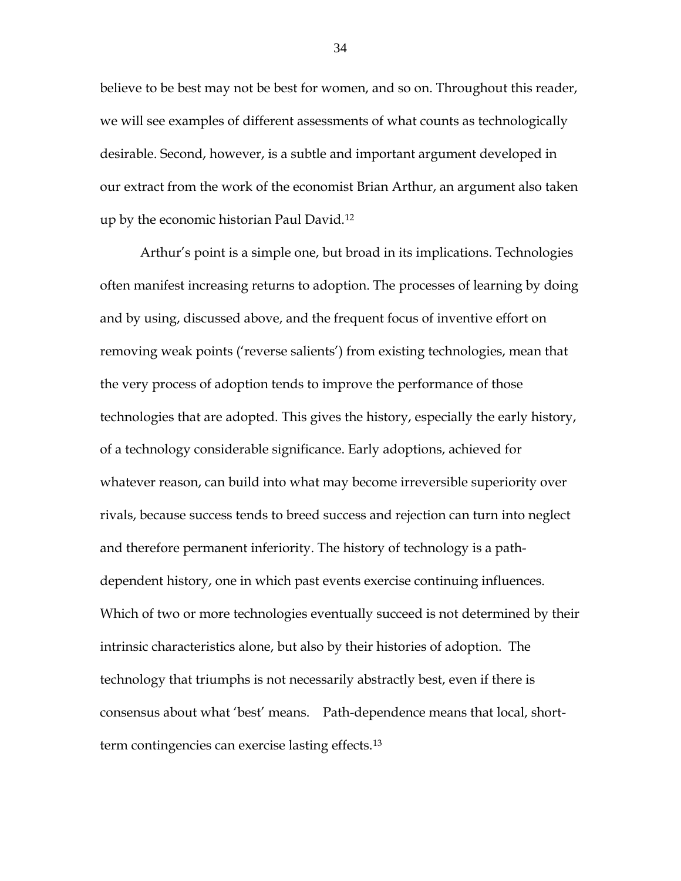believe to be best may not be best for women, and so on. Throughout this reader, we will see examples of different assessments of what counts as technologically desirable. Second, however, is a subtle and important argument developed in our extract from the work of the economist Brian Arthur, an argument also taken up by the economic historian Paul David.[12]

Arthur's point is a simple one, but broad in its implications. Technologies often manifest increasing returns to adoption. The processes of learning by doing and by using, discussed above, and the frequent focus of inventive effort on removing weak points ('reverse salients') from existing technologies, mean that the very process of adoption tends to improve the performance of those technologies that are adopted. This gives the history, especially the early history, of a technology considerable significance. Early adoptions, achieved for whatever reason, can build into what may become irreversible superiority over rivals, because success tends to breed success and rejection can turn into neglect and therefore permanent inferiority. The history of technology is a path-dependent history, one in which past events exercise continuing influences. Which of two or more technologies eventually succeed is not determined by their intrinsic characteristics alone, but also by their histories of adoption. The technology that triumphs is not necessarily abstractly best, even if there is consensus about what 'best' means. Path-dependence means that local, short-term contingencies can exercise lasting effects.[13]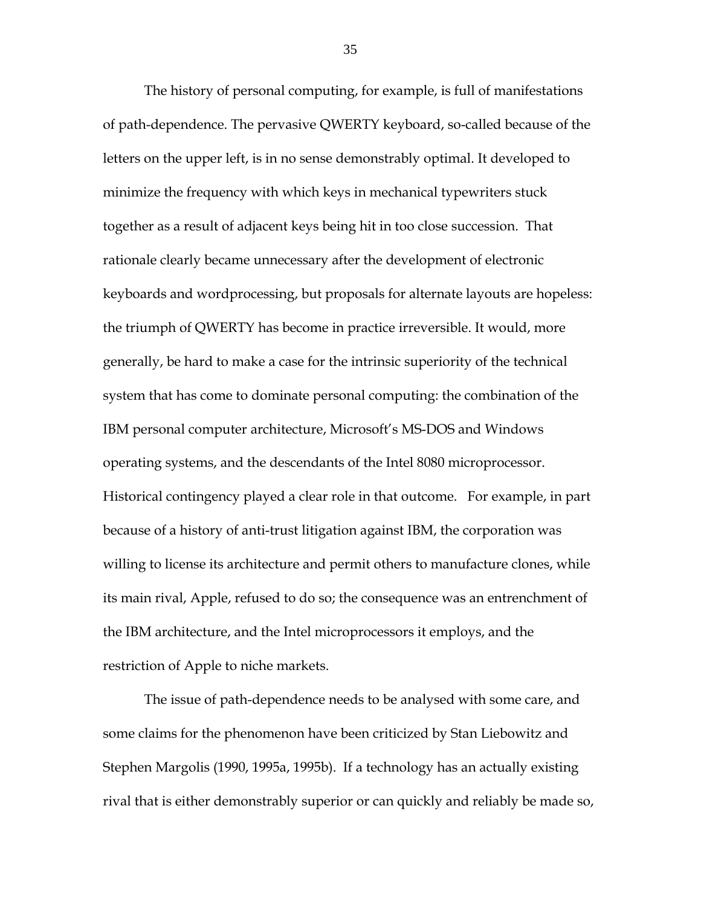The history of personal computing, for example, is full of manifestations of path-dependence. The pervasive QWERTY keyboard, so-called because of the letters on the upper left, is in no sense demonstrably optimal. It developed to minimize the frequency with which keys in mechanical typewriters stuck together as a result of adjacent keys being hit in too close succession. That rationale clearly became unnecessary after the development of electronic keyboards and wordprocessing, but proposals for alternate layouts are hopeless: the triumph of QWERTY has become in practice irreversible. It would, more generally, be hard to make a case for the intrinsic superiority of the technical system that has come to dominate personal computing: the combination of the IBM personal computer architecture, Microsoft's MS-DOS and Windows operating systems, and the descendants of the Intel 8080 microprocessor. Historical contingency played a clear role in that outcome. For example, in part because of a history of anti-trust litigation against IBM, the corporation was willing to license its architecture and permit others to manufacture clones, while its main rival, Apple, refused to do so; the consequence was an entrenchment of the IBM architecture, and the Intel microprocessors it employs, and the restriction of Apple to niche markets.

The issue of path-dependence needs to be analysed with some care, and some claims for the phenomenon have been criticized by Stan Liebowitz and Stephen Margolis (1990, 1995a, 1995b). If a technology has an actually existing rival that is either demonstrably superior or can quickly and reliably be made so,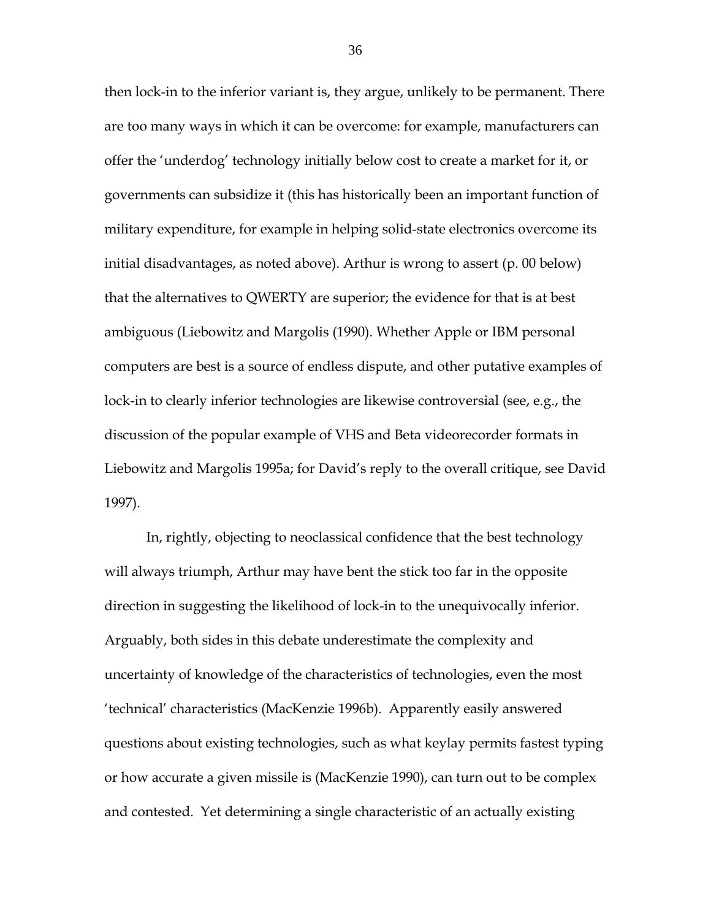then lock-in to the inferior variant is, they argue, unlikely to be permanent. There are too many ways in which it can be overcome: for example, manufacturers can offer the 'underdog' technology initially below cost to create a market for it, or governments can subsidize it (this has historically been an important function of military expenditure, for example in helping solid-state electronics overcome its initial disadvantages, as noted above). Arthur is wrong to assert (p. 00 below) that the alternatives to QWERTY are superior; the evidence for that is at best ambiguous (Liebowitz and Margolis (1990). Whether Apple or IBM personal computers are best is a source of endless dispute, and other putative examples of lock-in to clearly inferior technologies are likewise controversial (see, e.g., the discussion of the popular example of VHS and Beta videorecorder formats in Liebowitz and Margolis 1995a; for David's reply to the overall critique, see David 1997).

In, rightly, objecting to neoclassical confidence that the best technology will always triumph, Arthur may have bent the stick too far in the opposite direction in suggesting the likelihood of lock-in to the unequivocally inferior. Arguably, both sides in this debate underestimate the complexity and uncertainty of knowledge of the characteristics of technologies, even the most 'technical' characteristics (MacKenzie 1996b). Apparently easily answered questions about existing technologies, such as what keylay permits fastest typing or how accurate a given missile is (MacKenzie 1990), can turn out to be complex and contested. Yet determining a single characteristic of an actually existing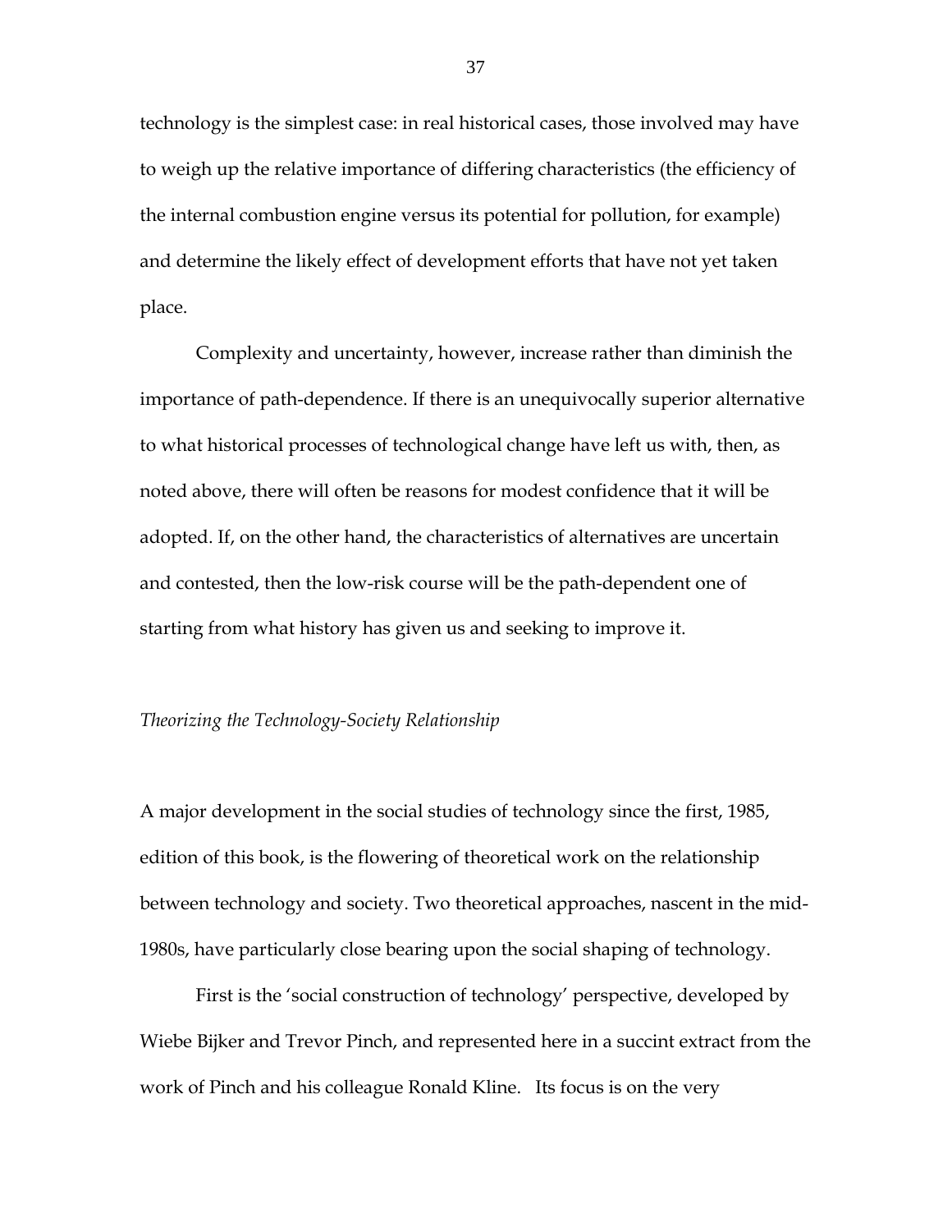technology is the simplest case: in real historical cases, those involved may have to weigh up the relative importance of differing characteristics (the efficiency of the internal combustion engine versus its potential for pollution, for example) and determine the likely effect of development efforts that have not yet taken place.

Complexity and uncertainty, however, increase rather than diminish the importance of path-dependence. If there is an unequivocally superior alternative to what historical processes of technological change have left us with, then, as noted above, there will often be reasons for modest confidence that it will be adopted. If, on the other hand, the characteristics of alternatives are uncertain and contested, then the low-risk course will be the path-dependent one of starting from what history has given us and seeking to improve it.

*Theorizing the Technology-Society Relationship*

A major development in the social studies of technology since the first, 1985, edition of this book, is the flowering of theoretical work on the relationship between technology and society. Two theoretical approaches, nascent in the mid-1980s, have particularly close bearing upon the social shaping of technology.

First is the 'social construction of technology' perspective, developed by Wiebe Bijker and Trevor Pinch, and represented here in a succint extract from the work of Pinch and his colleague Ronald Kline. Its focus is on the very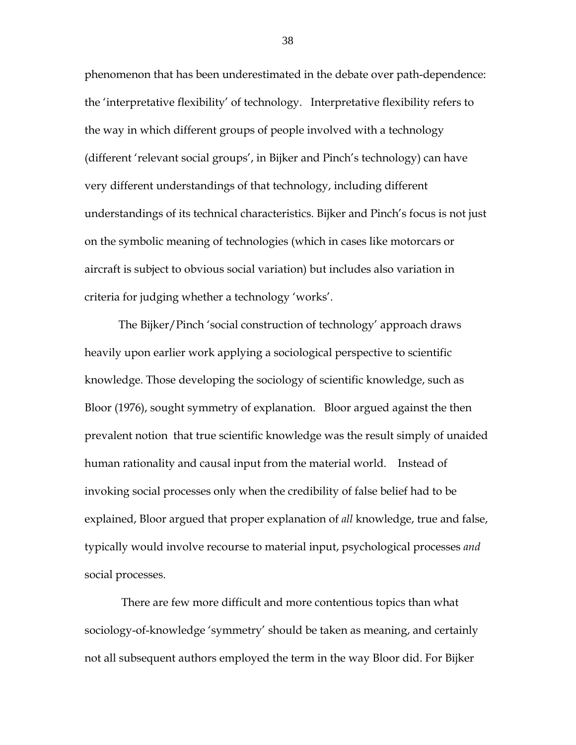phenomenon that has been underestimated in the debate over path-dependence: the 'interpretative flexibility' of technology. Interpretative flexibility refers to the way in which different groups of people involved with a technology (different 'relevant social groups', in Bijker and Pinch's technology) can have very different understandings of that technology, including different understandings of its technical characteristics. Bijker and Pinch's focus is not just on the symbolic meaning of technologies (which in cases like motorcars or aircraft is subject to obvious social variation) but includes also variation in criteria for judging whether a technology 'works'.

The Bijker/Pinch 'social construction of technology' approach draws heavily upon earlier work applying a sociological perspective to scientific knowledge. Those developing the sociology of scientific knowledge, such as Bloor (1976), sought symmetry of explanation. Bloor argued against the then prevalent notion that true scientific knowledge was the result simply of unaided human rationality and causal input from the material world. Instead of invoking social processes only when the credibility of false belief had to be explained, Bloor argued that proper explanation of *all* knowledge, true and false, typically would involve recourse to material input, psychological processes *and* social processes.

There are few more difficult and more contentious topics than what sociology-of-knowledge 'symmetry' should be taken as meaning, and certainly not all subsequent authors employed the term in the way Bloor did. For Bijker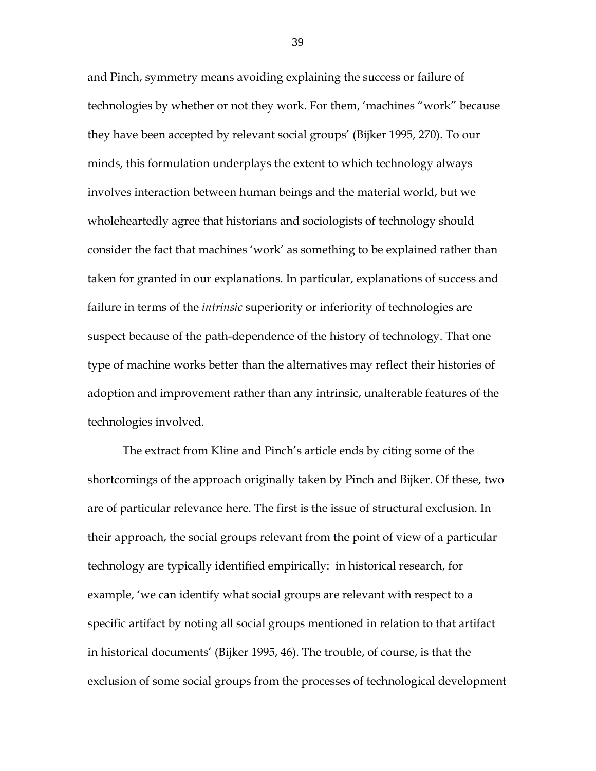and Pinch, symmetry means avoiding explaining the success or failure of technologies by whether or not they work. For them, 'machines "work" because they have been accepted by relevant social groups' (Bijker 1995, 270). To our minds, this formulation underplays the extent to which technology always involves interaction between human beings and the material world, but we wholeheartedly agree that historians and sociologists of technology should consider the fact that machines 'work' as something to be explained rather than taken for granted in our explanations. In particular, explanations of success and failure in terms of the *intrinsic* superiority or inferiority of technologies are suspect because of the path-dependence of the history of technology. That one type of machine works better than the alternatives may reflect their histories of adoption and improvement rather than any intrinsic, unalterable features of the technologies involved.

The extract from Kline and Pinch's article ends by citing some of the shortcomings of the approach originally taken by Pinch and Bijker. Of these, two are of particular relevance here. The first is the issue of structural exclusion. In their approach, the social groups relevant from the point of view of a particular technology are typically identified empirically: in historical research, for example, 'we can identify what social groups are relevant with respect to a specific artifact by noting all social groups mentioned in relation to that artifact in historical documents' (Bijker 1995, 46). The trouble, of course, is that the exclusion of some social groups from the processes of technological development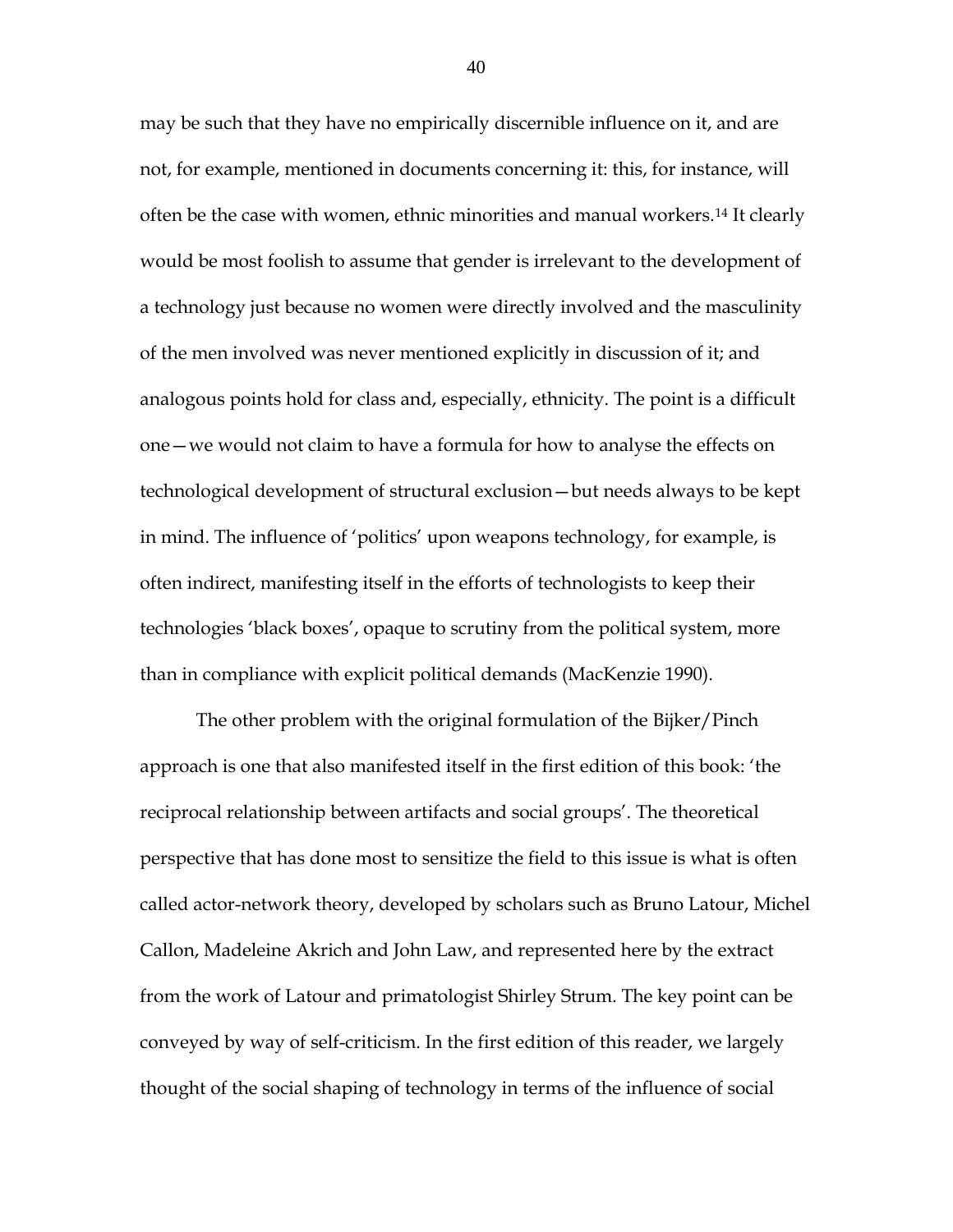may be such that they have no empirically discernible influence on it, and are not, for example, mentioned in documents concerning it: this, for instance, will often be the case with women, ethnic minorities and manual workers.[14] It clearly would be most foolish to assume that gender is irrelevant to the development of a technology just because no women were directly involved and the masculinity of the men involved was never mentioned explicitly in discussion of it; and analogous points hold for class and, especially, ethnicity. The point is a difficult one—we would not claim to have a formula for how to analyse the effects on technological development of structural exclusion—but needs always to be kept in mind. The influence of 'politics' upon weapons technology, for example, is often indirect, manifesting itself in the efforts of technologists to keep their technologies 'black boxes', opaque to scrutiny from the political system, more than in compliance with explicit political demands (MacKenzie 1990).

The other problem with the original formulation of the Bijker/Pinch approach is one that also manifested itself in the first edition of this book: 'the reciprocal relationship between artifacts and social groups'. The theoretical perspective that has done most to sensitize the field to this issue is what is often called actor-network theory, developed by scholars such as Bruno Latour, Michel Callon, Madeleine Akrich and John Law, and represented here by the extract from the work of Latour and primatologist Shirley Strum. The key point can be conveyed by way of self-criticism. In the first edition of this reader, we largely thought of the social shaping of technology in terms of the influence of social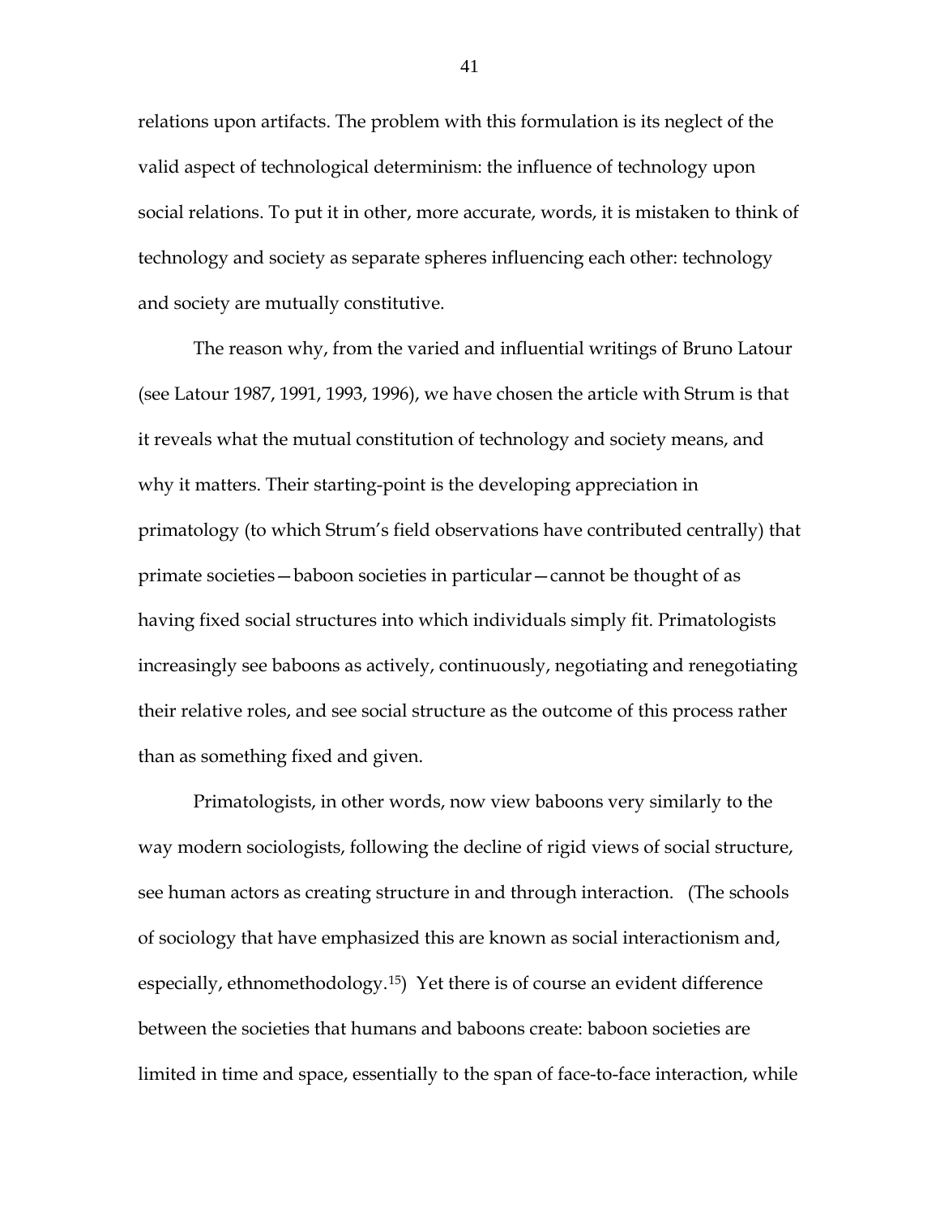relations upon artifacts. The problem with this formulation is its neglect of the valid aspect of technological determinism: the influence of technology upon social relations. To put it in other, more accurate, words, it is mistaken to think of technology and society as separate spheres influencing each other: technology and society are mutually constitutive.

The reason why, from the varied and influential writings of Bruno Latour (see Latour 1987, 1991, 1993, 1996), we have chosen the article with Strum is that it reveals what the mutual constitution of technology and society means, and why it matters. Their starting-point is the developing appreciation in primatology (to which Strum's field observations have contributed centrally) that primate societies—baboon societies in particular—cannot be thought of as having fixed social structures into which individuals simply fit. Primatologists increasingly see baboons as actively, continuously, negotiating and renegotiating their relative roles, and see social structure as the outcome of this process rather than as something fixed and given.

Primatologists, in other words, now view baboons very similarly to the way modern sociologists, following the decline of rigid views of social structure, see human actors as creating structure in and through interaction. (The schools of sociology that have emphasized this are known as social interactionism and, especially, ethnomethodology.[15]) Yet there is of course an evident difference between the societies that humans and baboons create: baboon societies are limited in time and space, essentially to the span of face-to-face interaction, while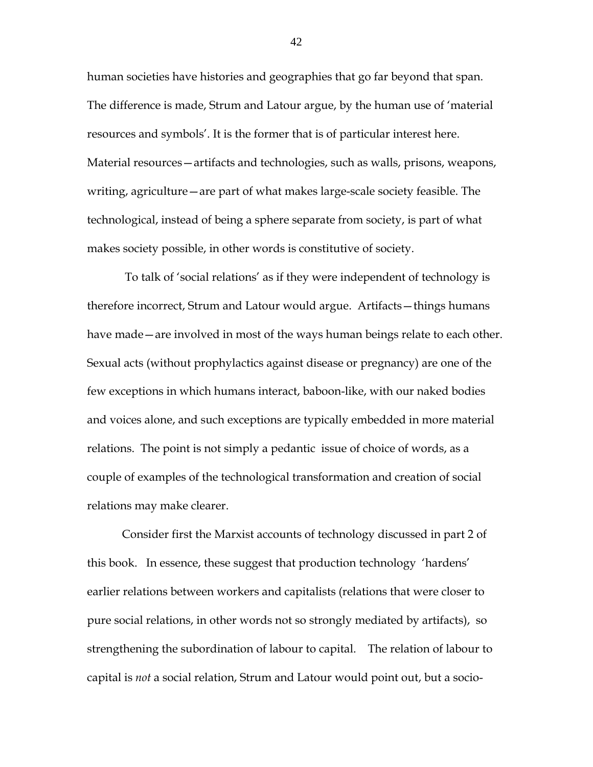human societies have histories and geographies that go far beyond that span. The difference is made, Strum and Latour argue, by the human use of 'material resources and symbols'. It is the former that is of particular interest here. Material resources—artifacts and technologies, such as walls, prisons, weapons, writing, agriculture—are part of what makes large-scale society feasible. The technological, instead of being a sphere separate from society, is part of what makes society possible, in other words is constitutive of society.

To talk of 'social relations' as if they were independent of technology is therefore incorrect, Strum and Latour would argue. Artifacts—things humans have made—are involved in most of the ways human beings relate to each other. Sexual acts (without prophylactics against disease or pregnancy) are one of the few exceptions in which humans interact, baboon-like, with our naked bodies and voices alone, and such exceptions are typically embedded in more material relations. The point is not simply a pedantic issue of choice of words, as a couple of examples of the technological transformation and creation of social relations may make clearer.

Consider first the Marxist accounts of technology discussed in part 2 of this book. In essence, these suggest that production technology 'hardens' earlier relations between workers and capitalists (relations that were closer to pure social relations, in other words not so strongly mediated by artifacts), so strengthening the subordination of labour to capital. The relation of labour to capital is *not* a social relation, Strum and Latour would point out, but a socio-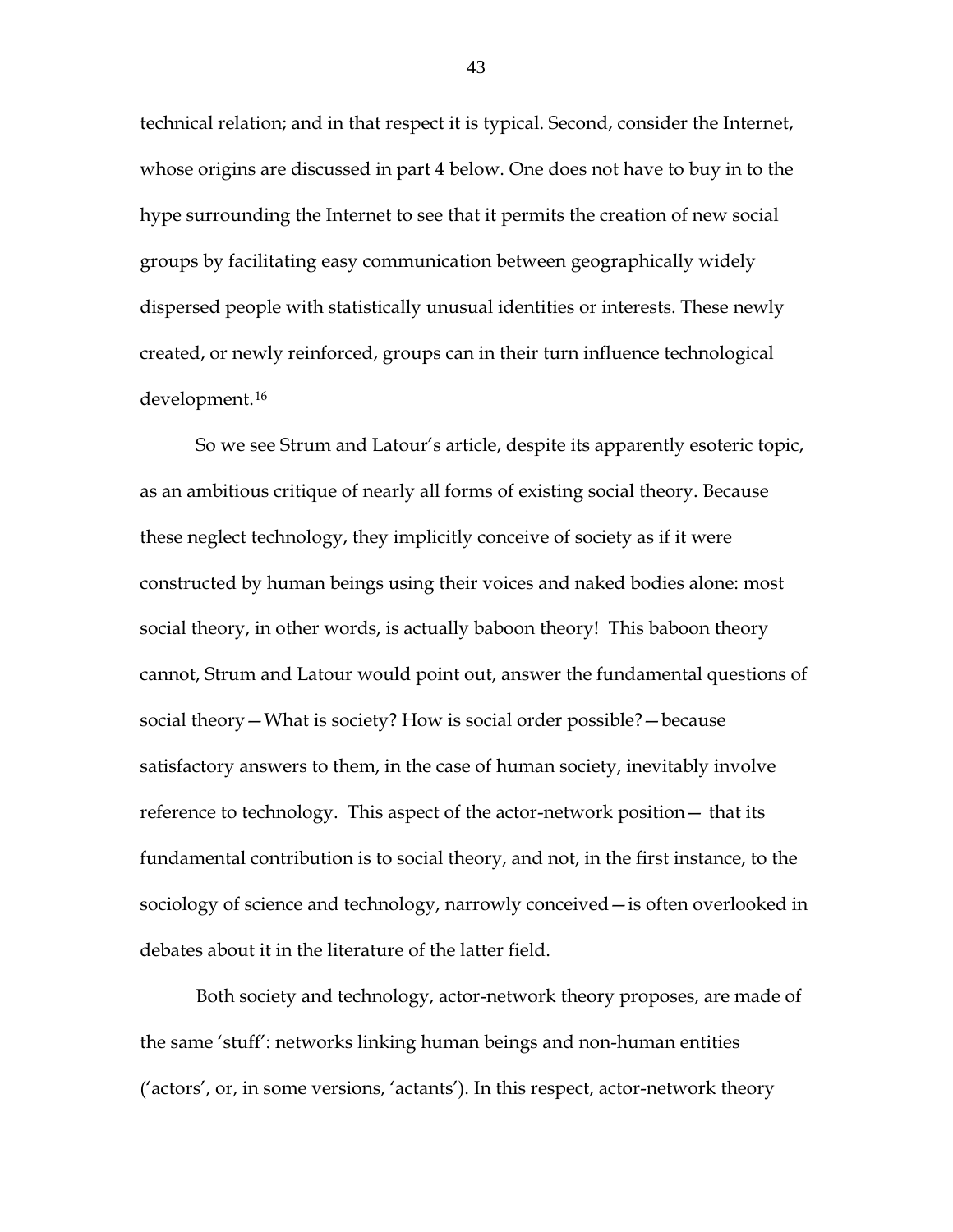technical relation; and in that respect it is typical. Second, consider the Internet, whose origins are discussed in part 4 below. One does not have to buy in to the hype surrounding the Internet to see that it permits the creation of new social groups by facilitating easy communication between geographically widely dispersed people with statistically unusual identities or interests. These newly created, or newly reinforced, groups can in their turn influence technological development.[16]

So we see Strum and Latour's article, despite its apparently esoteric topic, as an ambitious critique of nearly all forms of existing social theory. Because these neglect technology, they implicitly conceive of society as if it were constructed by human beings using their voices and naked bodies alone: most social theory, in other words, is actually baboon theory! This baboon theory cannot, Strum and Latour would point out, answer the fundamental questions of social theory—What is society? How is social order possible?—because satisfactory answers to them, in the case of human society, inevitably involve reference to technology. This aspect of the actor-network position— that its fundamental contribution is to social theory, and not, in the first instance, to the sociology of science and technology, narrowly conceived—is often overlooked in debates about it in the literature of the latter field.

Both society and technology, actor-network theory proposes, are made of the same 'stuff': networks linking human beings and non-human entities ('actors', or, in some versions, 'actants'). In this respect, actor-network theory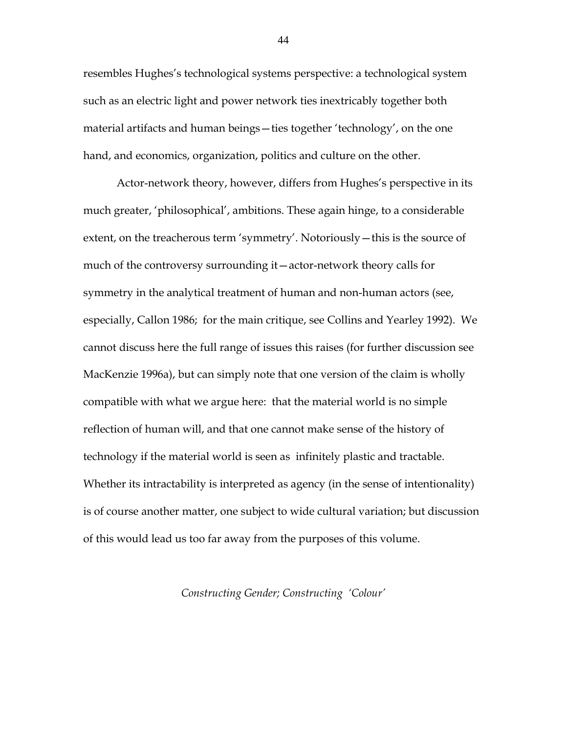resembles Hughes's technological systems perspective: a technological system such as an electric light and power network ties inextricably together both material artifacts and human beings—ties together 'technology', on the one hand, and economics, organization, politics and culture on the other.

Actor-network theory, however, differs from Hughes's perspective in its much greater, 'philosophical', ambitions. These again hinge, to a considerable extent, on the treacherous term 'symmetry'. Notoriously—this is the source of much of the controversy surrounding it—actor-network theory calls for symmetry in the analytical treatment of human and non-human actors (see, especially, Callon 1986; for the main critique, see Collins and Yearley 1992). We cannot discuss here the full range of issues this raises (for further discussion see MacKenzie 1996a), but can simply note that one version of the claim is wholly compatible with what we argue here: that the material world is no simple reflection of human will, and that one cannot make sense of the history of technology if the material world is seen as infinitely plastic and tractable. Whether its intractability is interpreted as agency (in the sense of intentionality) is of course another matter, one subject to wide cultural variation; but discussion of this would lead us too far away from the purposes of this volume.

### *Constructing Gender; Constructing 'Colour'*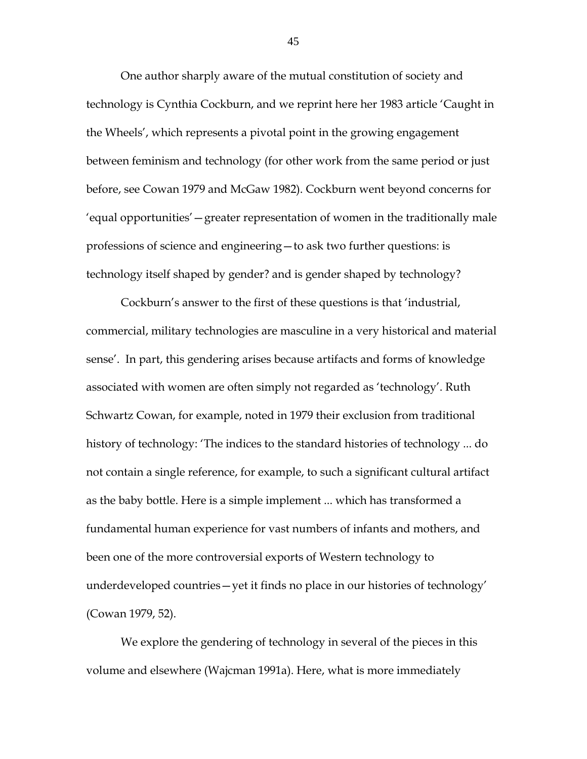One author sharply aware of the mutual constitution of society and technology is Cynthia Cockburn, and we reprint here her 1983 article 'Caught in the Wheels', which represents a pivotal point in the growing engagement between feminism and technology (for other work from the same period or just before, see Cowan 1979 and McGaw 1982). Cockburn went beyond concerns for 'equal opportunities'—greater representation of women in the traditionally male professions of science and engineering—to ask two further questions: is technology itself shaped by gender? and is gender shaped by technology?

Cockburn's answer to the first of these questions is that 'industrial, commercial, military technologies are masculine in a very historical and material sense'. In part, this gendering arises because artifacts and forms of knowledge associated with women are often simply not regarded as 'technology'. Ruth Schwartz Cowan, for example, noted in 1979 their exclusion from traditional history of technology: 'The indices to the standard histories of technology ... do not contain a single reference, for example, to such a significant cultural artifact as the baby bottle. Here is a simple implement ... which has transformed a fundamental human experience for vast numbers of infants and mothers, and been one of the more controversial exports of Western technology to underdeveloped countries—yet it finds no place in our histories of technology' (Cowan 1979, 52).

We explore the gendering of technology in several of the pieces in this volume and elsewhere (Wajcman 1991a). Here, what is more immediately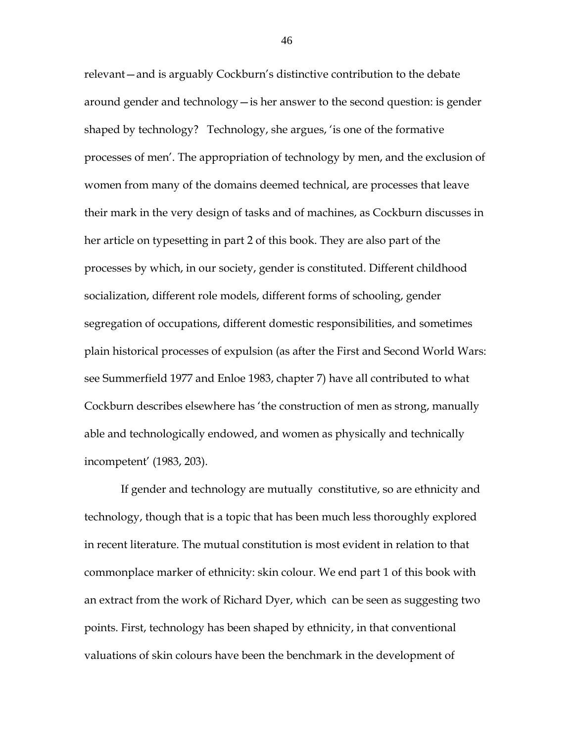relevant—and is arguably Cockburn's distinctive contribution to the debate around gender and technology—is her answer to the second question: is gender shaped by technology? Technology, she argues, 'is one of the formative processes of men'. The appropriation of technology by men, and the exclusion of women from many of the domains deemed technical, are processes that leave their mark in the very design of tasks and of machines, as Cockburn discusses in her article on typesetting in part 2 of this book. They are also part of the processes by which, in our society, gender is constituted. Different childhood socialization, different role models, different forms of schooling, gender segregation of occupations, different domestic responsibilities, and sometimes plain historical processes of expulsion (as after the First and Second World Wars: see Summerfield 1977 and Enloe 1983, chapter 7) have all contributed to what Cockburn describes elsewhere has 'the construction of men as strong, manually able and technologically endowed, and women as physically and technically incompetent' (1983, 203).

If gender and technology are mutually constitutive, so are ethnicity and technology, though that is a topic that has been much less thoroughly explored in recent literature. The mutual constitution is most evident in relation to that commonplace marker of ethnicity: skin colour. We end part 1 of this book with an extract from the work of Richard Dyer, which can be seen as suggesting two points. First, technology has been shaped by ethnicity, in that conventional valuations of skin colours have been the benchmark in the development of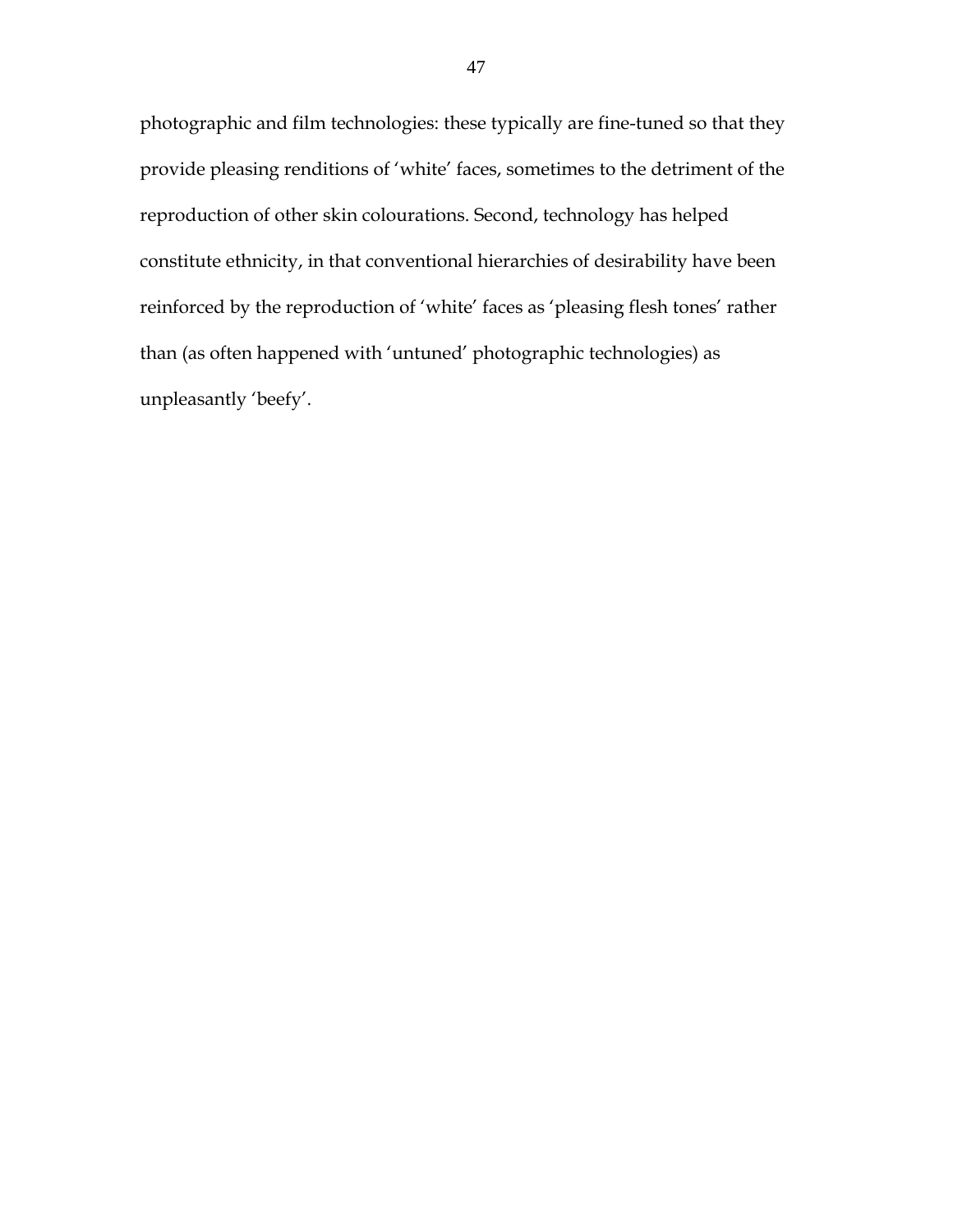photographic and film technologies: these typically are fine-tuned so that they provide pleasing renditions of 'white' faces, sometimes to the detriment of the reproduction of other skin colourations. Second, technology has helped constitute ethnicity, in that conventional hierarchies of desirability have been reinforced by the reproduction of 'white' faces as 'pleasing flesh tones' rather than (as often happened with 'untuned' photographic technologies) as unpleasantly 'beefy'.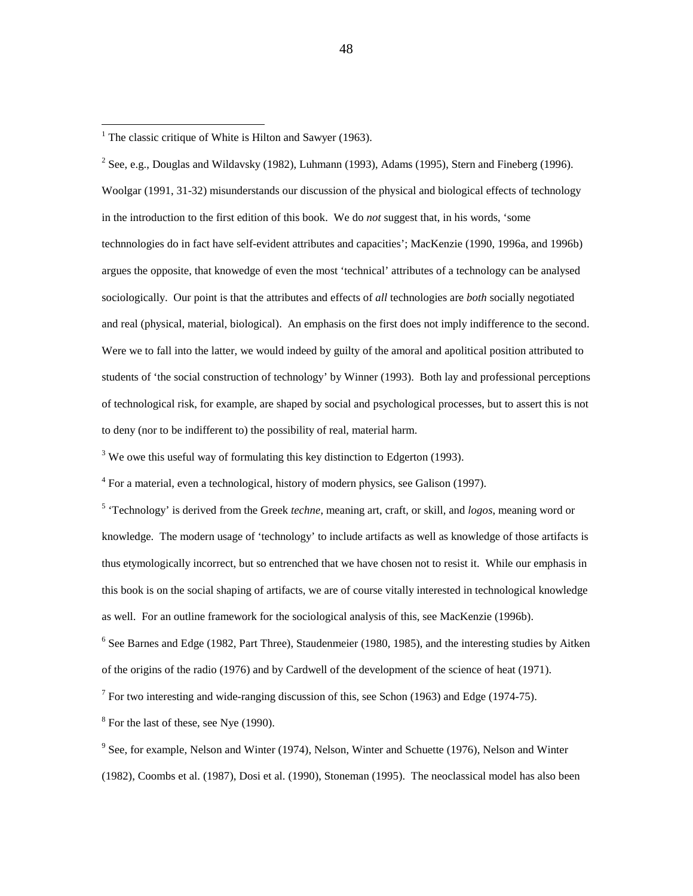[1] The classic critique of White is Hilton and Sawyer (1963).

[2] See, e.g., Douglas and Wildavsky (1982), Luhmann (1993), Adams (1995), Stern and Fineberg (1996). Woolgar (1991, 31-32) misunderstands our discussion of the physical and biological effects of technology in the introduction to the first edition of this book. We do *not* suggest that, in his words, 'some technnologies do in fact have self-evident attributes and capacities'; MacKenzie (1990, 1996a, and 1996b) argues the opposite, that knowedge of even the most 'technical' attributes of a technology can be analysed sociologically. Our point is that the attributes and effects of *all* technologies are *both* socially negotiated and real (physical, material, biological). An emphasis on the first does not imply indifference to the second. Were we to fall into the latter, we would indeed by guilty of the amoral and apolitical position attributed to students of 'the social construction of technology' by Winner (1993). Both lay and professional perceptions of technological risk, for example, are shaped by social and psychological processes, but to assert this is not to deny (nor to be indifferent to) the possibility of real, material harm.

[3] We owe this useful way of formulating this key distinction to Edgerton (1993).

[4] For a material, even a technological, history of modern physics, see Galison (1997).

[5] 'Technology' is derived from the Greek *techne*, meaning art, craft, or skill, and *logos*, meaning word or knowledge. The modern usage of 'technology' to include artifacts as well as knowledge of those artifacts is thus etymologically incorrect, but so entrenched that we have chosen not to resist it. While our emphasis in this book is on the social shaping of artifacts, we are of course vitally interested in technological knowledge as well. For an outline framework for the sociological analysis of this, see MacKenzie (1996b).

[6] See Barnes and Edge (1982, Part Three), Staudenmeier (1980, 1985), and the interesting studies by Aitken of the origins of the radio (1976) and by Cardwell of the development of the science of heat (1971).

[7] For two interesting and wide-ranging discussion of this, see Schon (1963) and Edge (1974-75).

[8] For the last of these, see Nye (1990).

[9] See, for example, Nelson and Winter (1974), Nelson, Winter and Schuette (1976), Nelson and Winter (1982), Coombs et al. (1987), Dosi et al. (1990), Stoneman (1995). The neoclassical model has also been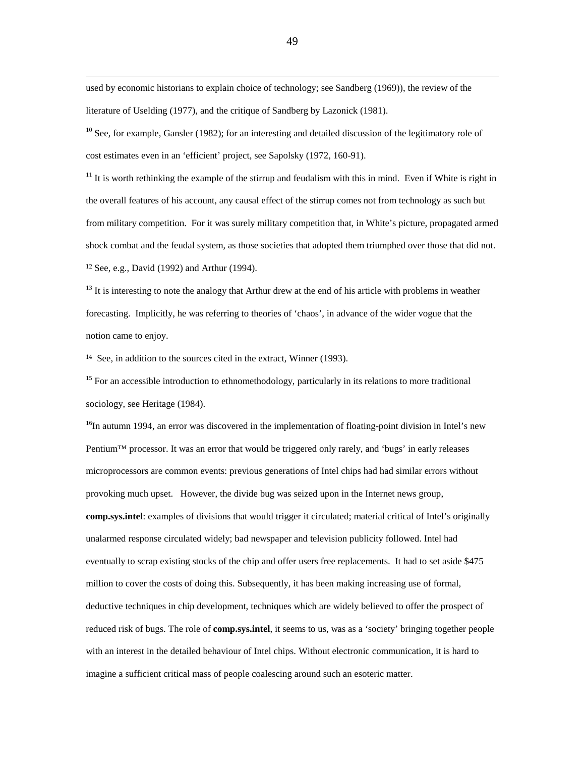used by economic historians to explain choice of technology; see Sandberg (1969)), the review of the literature of Uselding (1977), and the critique of Sandberg by Lazonick (1981).

[10] See, for example, Gansler (1982); for an interesting and detailed discussion of the legitimatory role of cost estimates even in an 'efficient' project, see Sapolsky (1972, 160-91).

[11] It is worth rethinking the example of the stirrup and feudalism with this in mind. Even if White is right in the overall features of his account, any causal effect of the stirrup comes not from technology as such but from military competition. For it was surely military competition that, in White's picture, propagated armed shock combat and the feudal system, as those societies that adopted them triumphed over those that did not.

[12] See, e.g., David (1992) and Arthur (1994).

[13] It is interesting to note the analogy that Arthur drew at the end of his article with problems in weather forecasting. Implicitly, he was referring to theories of 'chaos', in advance of the wider vogue that the notion came to enjoy.

[14] See, in addition to the sources cited in the extract, Winner (1993).

[15] For an accessible introduction to ethnomethodology, particularly in its relations to more traditional sociology, see Heritage (1984).

[16] In autumn 1994, an error was discovered in the implementation of floating-point division in Intel's new Pentium™ processor. It was an error that would be triggered only rarely, and 'bugs' in early releases microprocessors are common events: previous generations of Intel chips had had similar errors without provoking much upset. However, the divide bug was seized upon in the Internet news group, **comp.sys.intel**: examples of divisions that would trigger it circulated; material critical of Intel's originally unalarmed response circulated widely; bad newspaper and television publicity followed. Intel had eventually to scrap existing stocks of the chip and offer users free replacements. It had to set aside $475 million to cover the costs of doing this. Subsequently, it has been making increasing use of formal, deductive techniques in chip development, techniques which are widely believed to offer the prospect of reduced risk of bugs. The role of **comp.sys.intel**, it seems to us, was as a 'society' bringing together people with an interest in the detailed behaviour of Intel chips. Without electronic communication, it is hard to imagine a sufficient critical mass of people coalescing around such an esoteric matter.